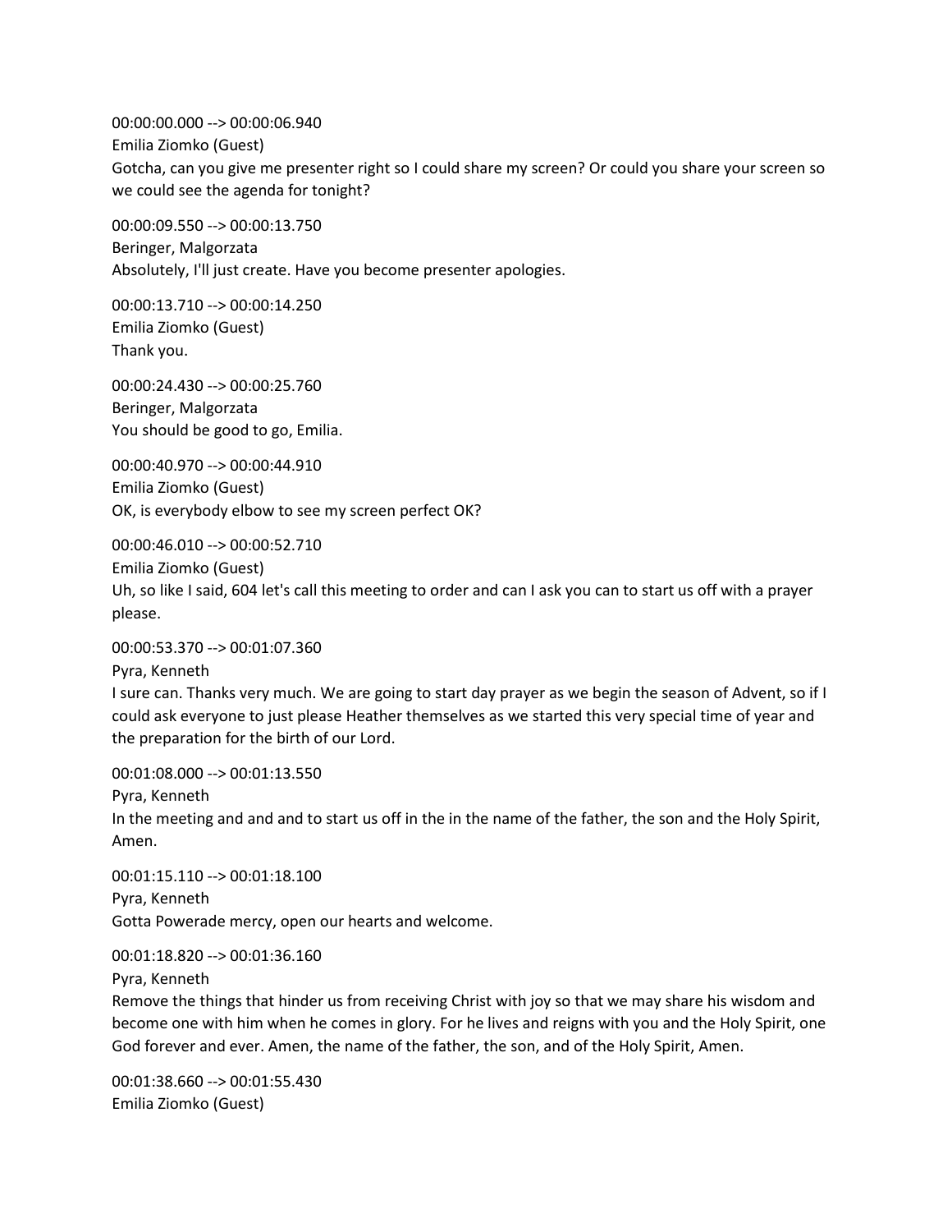00:00:00.000 --> 00:00:06.940
Emilia Ziomko (Guest)
Gotcha, can you give me presenter right so I could share my screen? Or could you share your screen so we could see the agenda for tonight?

00:00:09.550 --> 00:00:13.750
Beringer, Malgorzata
Absolutely, I'll just create. Have you become presenter apologies.

00:00:13.710 --> 00:00:14.250
Emilia Ziomko (Guest)
Thank you.

00:00:24.430 --> 00:00:25.760
Beringer, Malgorzata
You should be good to go, Emilia.

00:00:40.970 --> 00:00:44.910
Emilia Ziomko (Guest)
OK, is everybody elbow to see my screen perfect OK?

00:00:46.010 --> 00:00:52.710
Emilia Ziomko (Guest)
Uh, so like I said, 604 let's call this meeting to order and can I ask you can to start us off with a prayer please.

00:00:53.370 --> 00:01:07.360
Pyra, Kenneth
I sure can. Thanks very much. We are going to start day prayer as we begin the season of Advent, so if I could ask everyone to just please Heather themselves as we started this very special time of year and the preparation for the birth of our Lord.

00:01:08.000 --> 00:01:13.550
Pyra, Kenneth
In the meeting and and and to start us off in the in the name of the father, the son and the Holy Spirit, Amen.

00:01:15.110 --> 00:01:18.100
Pyra, Kenneth
Gotta Powerade mercy, open our hearts and welcome.

00:01:18.820 --> 00:01:36.160
Pyra, Kenneth
Remove the things that hinder us from receiving Christ with joy so that we may share his wisdom and become one with him when he comes in glory. For he lives and reigns with you and the Holy Spirit, one God forever and ever. Amen, the name of the father, the son, and of the Holy Spirit, Amen.

00:01:38.660 --> 00:01:55.430
Emilia Ziomko (Guest)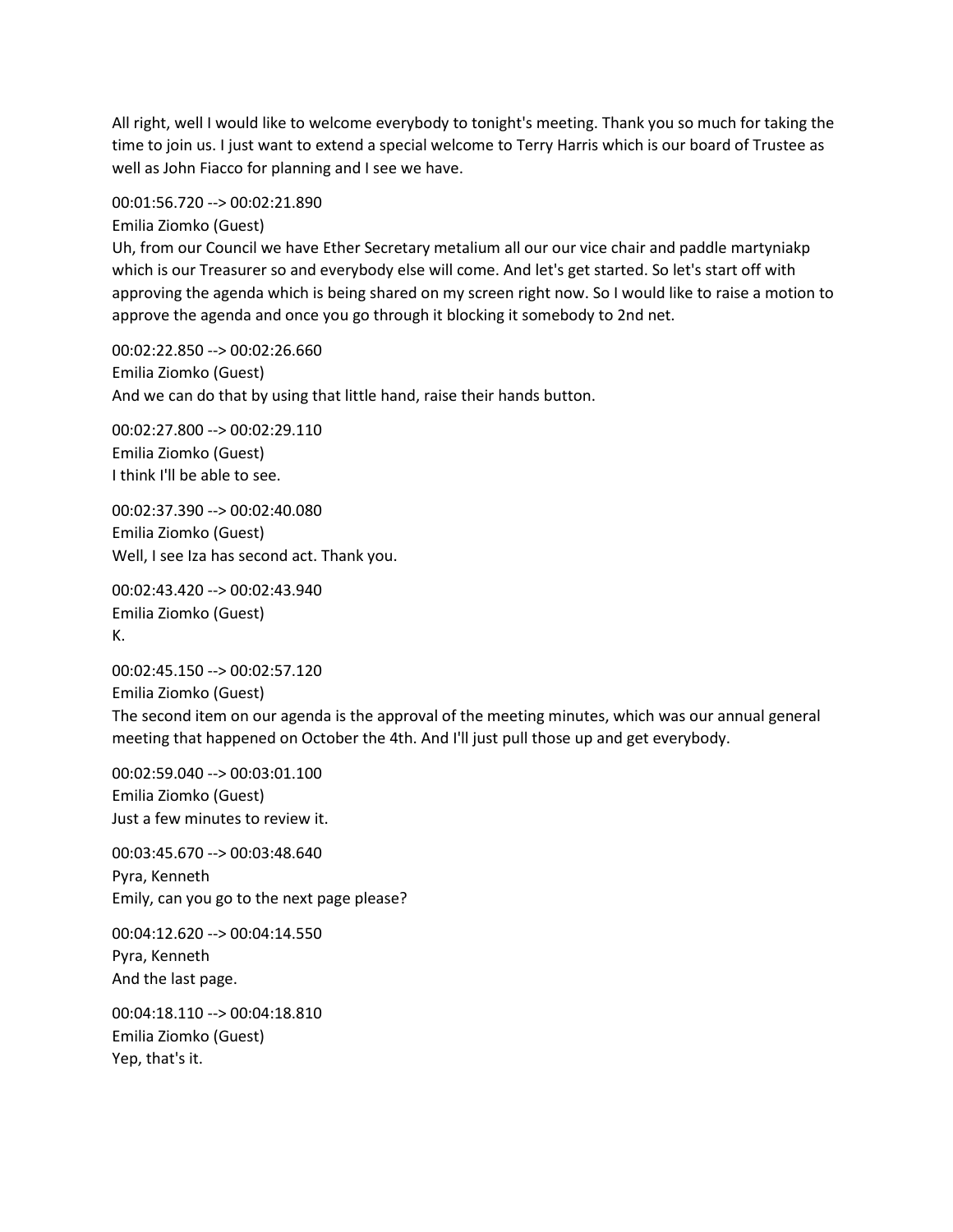All right, well I would like to welcome everybody to tonight's meeting. Thank you so much for taking the time to join us. I just want to extend a special welcome to Terry Harris which is our board of Trustee as well as John Fiacco for planning and I see we have.

00:01:56.720 --> 00:02:21.890
Emilia Ziomko (Guest)
Uh, from our Council we have Ether Secretary metalium all our our vice chair and paddle martyniakp which is our Treasurer so and everybody else will come. And let's get started. So let's start off with approving the agenda which is being shared on my screen right now. So I would like to raise a motion to approve the agenda and once you go through it blocking it somebody to 2nd net.

00:02:22.850 --> 00:02:26.660
Emilia Ziomko (Guest)
And we can do that by using that little hand, raise their hands button.

00:02:27.800 --> 00:02:29.110
Emilia Ziomko (Guest)
I think I'll be able to see.

00:02:37.390 --> 00:02:40.080
Emilia Ziomko (Guest)
Well, I see Iza has second act. Thank you.

00:02:43.420 --> 00:02:43.940
Emilia Ziomko (Guest)
K.

00:02:45.150 --> 00:02:57.120
Emilia Ziomko (Guest)
The second item on our agenda is the approval of the meeting minutes, which was our annual general meeting that happened on October the 4th. And I'll just pull those up and get everybody.

00:02:59.040 --> 00:03:01.100
Emilia Ziomko (Guest)
Just a few minutes to review it.

00:03:45.670 --> 00:03:48.640
Pyra, Kenneth
Emily, can you go to the next page please?

00:04:12.620 --> 00:04:14.550
Pyra, Kenneth
And the last page.

00:04:18.110 --> 00:04:18.810
Emilia Ziomko (Guest)
Yep, that's it.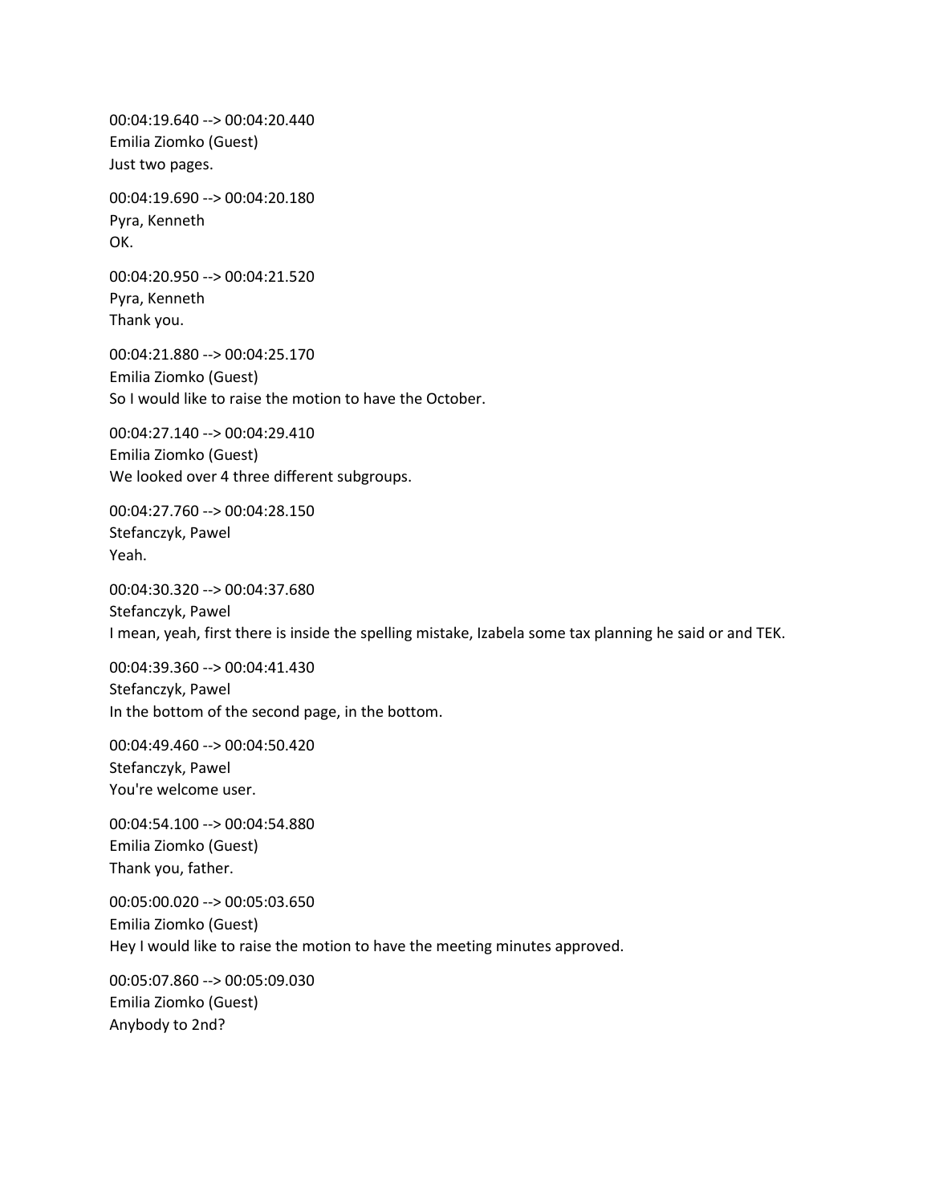00:04:19.640 --> 00:04:20.440
Emilia Ziomko (Guest)
Just two pages.

00:04:19.690 --> 00:04:20.180
Pyra, Kenneth
OK.

00:04:20.950 --> 00:04:21.520
Pyra, Kenneth
Thank you.

00:04:21.880 --> 00:04:25.170
Emilia Ziomko (Guest)
So I would like to raise the motion to have the October.

00:04:27.140 --> 00:04:29.410
Emilia Ziomko (Guest)
We looked over 4 three different subgroups.

00:04:27.760 --> 00:04:28.150
Stefanczyk, Pawel
Yeah.

00:04:30.320 --> 00:04:37.680
Stefanczyk, Pawel
I mean, yeah, first there is inside the spelling mistake, Izabela some tax planning he said or and TEK.

00:04:39.360 --> 00:04:41.430
Stefanczyk, Pawel
In the bottom of the second page, in the bottom.

00:04:49.460 --> 00:04:50.420
Stefanczyk, Pawel
You're welcome user.

00:04:54.100 --> 00:04:54.880
Emilia Ziomko (Guest)
Thank you, father.

00:05:00.020 --> 00:05:03.650
Emilia Ziomko (Guest)
Hey I would like to raise the motion to have the meeting minutes approved.

00:05:07.860 --> 00:05:09.030
Emilia Ziomko (Guest)
Anybody to 2nd?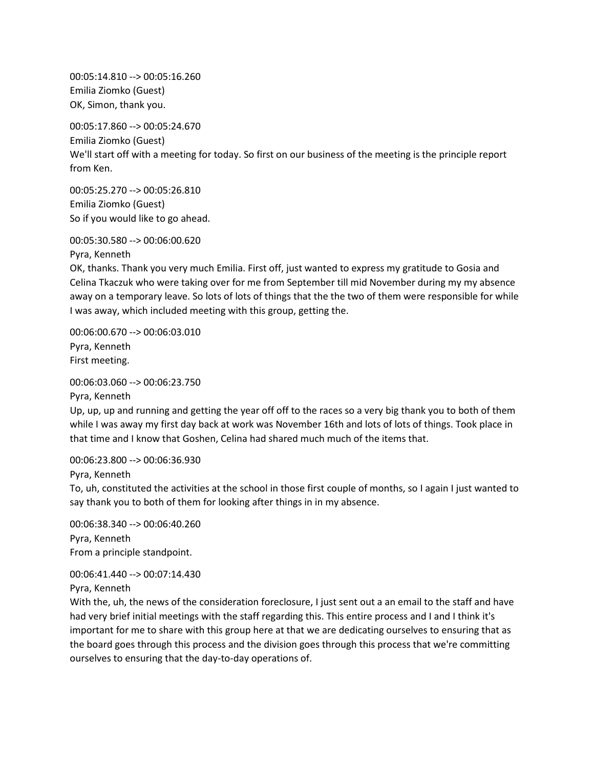00:05:14.810 --> 00:05:16.260
Emilia Ziomko (Guest)
OK, Simon, thank you.

00:05:17.860 --> 00:05:24.670
Emilia Ziomko (Guest)
We'll start off with a meeting for today. So first on our business of the meeting is the principle report from Ken.

00:05:25.270 --> 00:05:26.810
Emilia Ziomko (Guest)
So if you would like to go ahead.

00:05:30.580 --> 00:06:00.620
Pyra, Kenneth
OK, thanks. Thank you very much Emilia. First off, just wanted to express my gratitude to Gosia and Celina Tkaczuk who were taking over for me from September till mid November during my my absence away on a temporary leave. So lots of lots of things that the the two of them were responsible for while I was away, which included meeting with this group, getting the.

00:06:00.670 --> 00:06:03.010
Pyra, Kenneth
First meeting.

00:06:03.060 --> 00:06:23.750
Pyra, Kenneth
Up, up, up and running and getting the year off off to the races so a very big thank you to both of them while I was away my first day back at work was November 16th and lots of lots of things. Took place in that time and I know that Goshen, Celina had shared much much of the items that.

00:06:23.800 --> 00:06:36.930
Pyra, Kenneth
To, uh, constituted the activities at the school in those first couple of months, so I again I just wanted to say thank you to both of them for looking after things in in my absence.

00:06:38.340 --> 00:06:40.260
Pyra, Kenneth
From a principle standpoint.

00:06:41.440 --> 00:07:14.430
Pyra, Kenneth
With the, uh, the news of the consideration foreclosure, I just sent out a an email to the staff and have had very brief initial meetings with the staff regarding this. This entire process and I and I think it's important for me to share with this group here at that we are dedicating ourselves to ensuring that as the board goes through this process and the division goes through this process that we're committing ourselves to ensuring that the day-to-day operations of.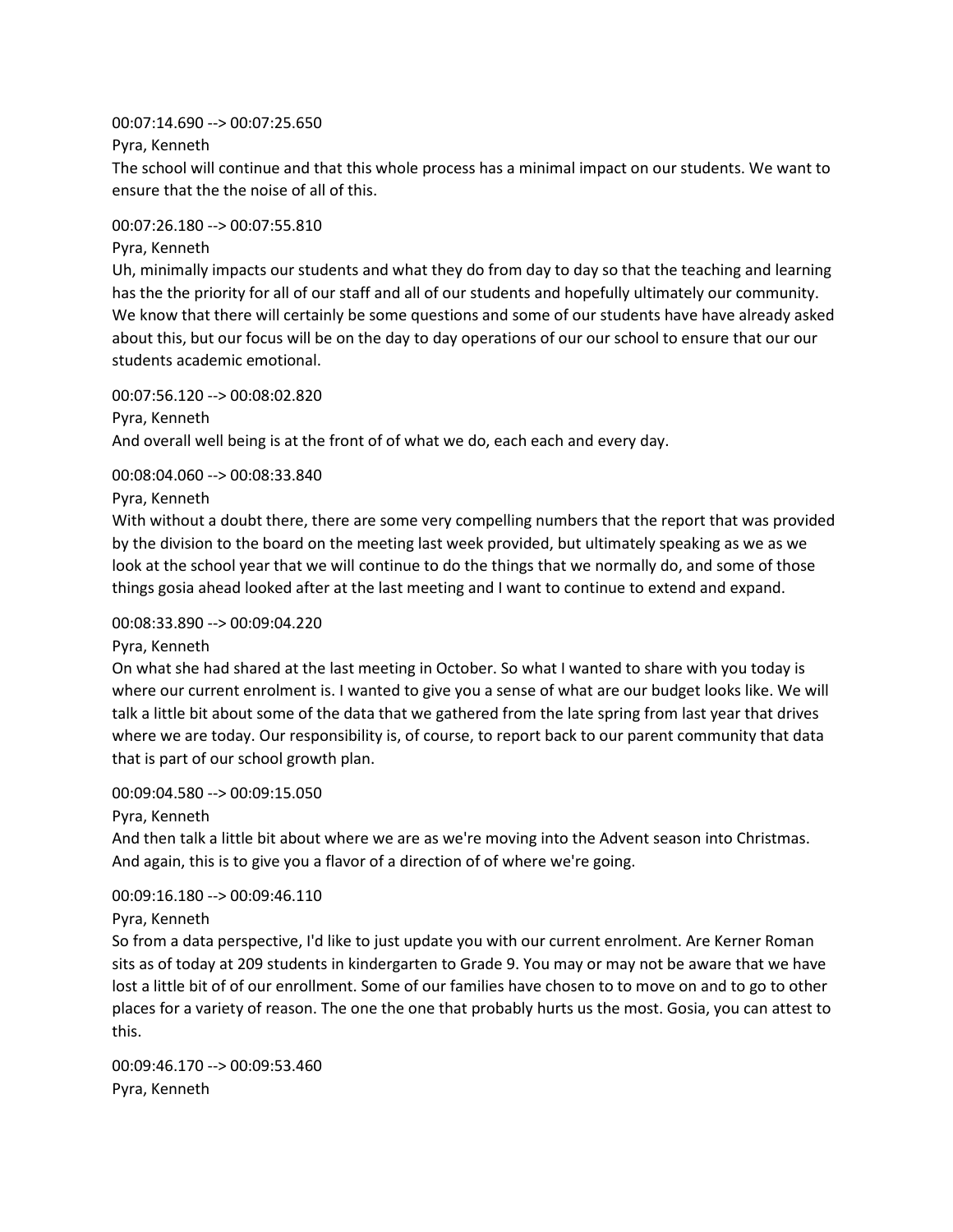00:07:14.690 --> 00:07:25.650

Pyra, Kenneth

The school will continue and that this whole process has a minimal impact on our students. We want to ensure that the the noise of all of this.

00:07:26.180 --> 00:07:55.810

Pyra, Kenneth

Uh, minimally impacts our students and what they do from day to day so that the teaching and learning has the the priority for all of our staff and all of our students and hopefully ultimately our community. We know that there will certainly be some questions and some of our students have have already asked about this, but our focus will be on the day to day operations of our our school to ensure that our our students academic emotional.

00:07:56.120 --> 00:08:02.820

Pyra, Kenneth

And overall well being is at the front of of what we do, each each and every day.

00:08:04.060 --> 00:08:33.840

Pyra, Kenneth

With without a doubt there, there are some very compelling numbers that the report that was provided by the division to the board on the meeting last week provided, but ultimately speaking as we as we look at the school year that we will continue to do the things that we normally do, and some of those things gosia ahead looked after at the last meeting and I want to continue to extend and expand.

00:08:33.890 --> 00:09:04.220

Pyra, Kenneth

On what she had shared at the last meeting in October. So what I wanted to share with you today is where our current enrolment is. I wanted to give you a sense of what are our budget looks like. We will talk a little bit about some of the data that we gathered from the late spring from last year that drives where we are today. Our responsibility is, of course, to report back to our parent community that data that is part of our school growth plan.

00:09:04.580 --> 00:09:15.050

Pyra, Kenneth

And then talk a little bit about where we are as we're moving into the Advent season into Christmas. And again, this is to give you a flavor of a direction of of where we're going.

00:09:16.180 --> 00:09:46.110

Pyra, Kenneth

So from a data perspective, I'd like to just update you with our current enrolment. Are Kerner Roman sits as of today at 209 students in kindergarten to Grade 9. You may or may not be aware that we have lost a little bit of of our enrollment. Some of our families have chosen to to move on and to go to other places for a variety of reason. The one the one that probably hurts us the most. Gosia, you can attest to this.

00:09:46.170 --> 00:09:53.460

Pyra, Kenneth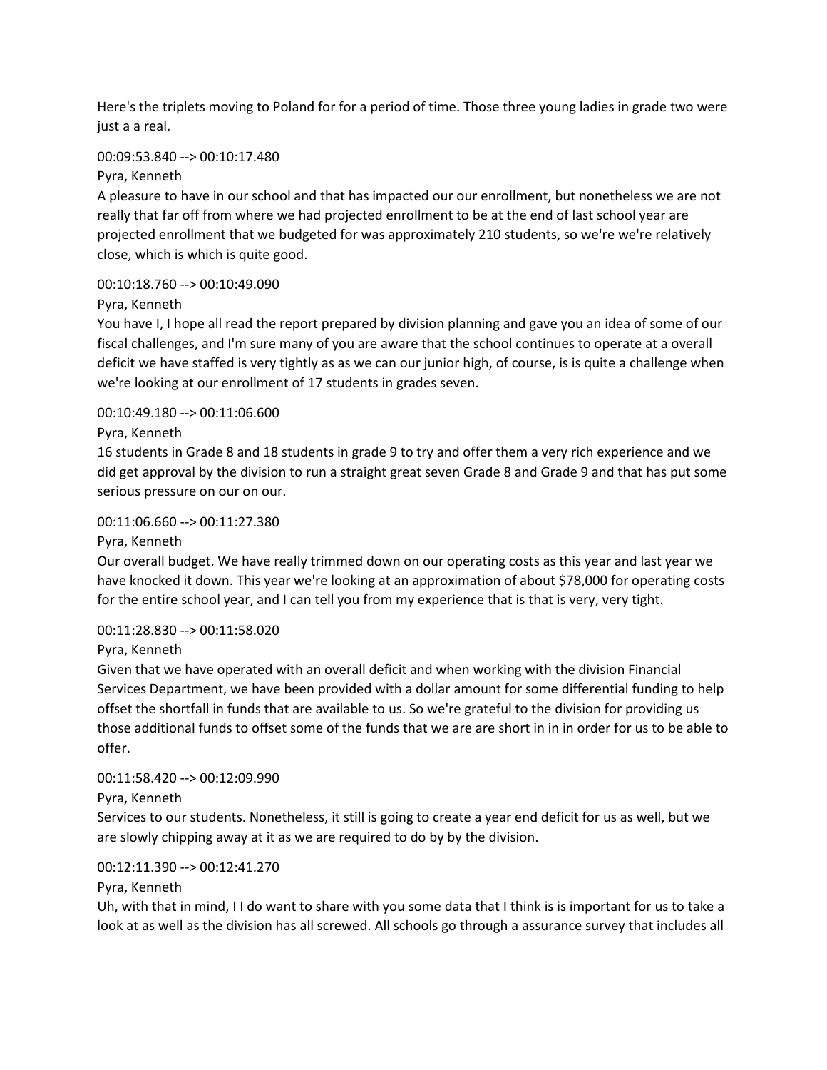Here's the triplets moving to Poland for for a period of time. Those three young ladies in grade two were just a a real.

00:09:53.840 --> 00:10:17.480

Pyra, Kenneth

A pleasure to have in our school and that has impacted our our enrollment, but nonetheless we are not really that far off from where we had projected enrollment to be at the end of last school year are projected enrollment that we budgeted for was approximately 210 students, so we're we're relatively close, which is which is quite good.

00:10:18.760 --> 00:10:49.090

Pyra, Kenneth

You have I, I hope all read the report prepared by division planning and gave you an idea of some of our fiscal challenges, and I'm sure many of you are aware that the school continues to operate at a overall deficit we have staffed is very tightly as as we can our junior high, of course, is is quite a challenge when we're looking at our enrollment of 17 students in grades seven.

00:10:49.180 --> 00:11:06.600

Pyra, Kenneth

16 students in Grade 8 and 18 students in grade 9 to try and offer them a very rich experience and we did get approval by the division to run a straight great seven Grade 8 and Grade 9 and that has put some serious pressure on our on our.

00:11:06.660 --> 00:11:27.380

Pyra, Kenneth

Our overall budget. We have really trimmed down on our operating costs as this year and last year we have knocked it down. This year we're looking at an approximation of about $78,000 for operating costs for the entire school year, and I can tell you from my experience that is that is very, very tight.

00:11:28.830 --> 00:11:58.020

Pyra, Kenneth

Given that we have operated with an overall deficit and when working with the division Financial Services Department, we have been provided with a dollar amount for some differential funding to help offset the shortfall in funds that are available to us. So we're grateful to the division for providing us those additional funds to offset some of the funds that we are are short in in in order for us to be able to offer.

00:11:58.420 --> 00:12:09.990

Pyra, Kenneth

Services to our students. Nonetheless, it still is going to create a year end deficit for us as well, but we are slowly chipping away at it as we are required to do by by the division.

00:12:11.390 --> 00:12:41.270

Pyra, Kenneth

Uh, with that in mind, I I do want to share with you some data that I think is is important for us to take a look at as well as the division has all screwed. All schools go through a assurance survey that includes all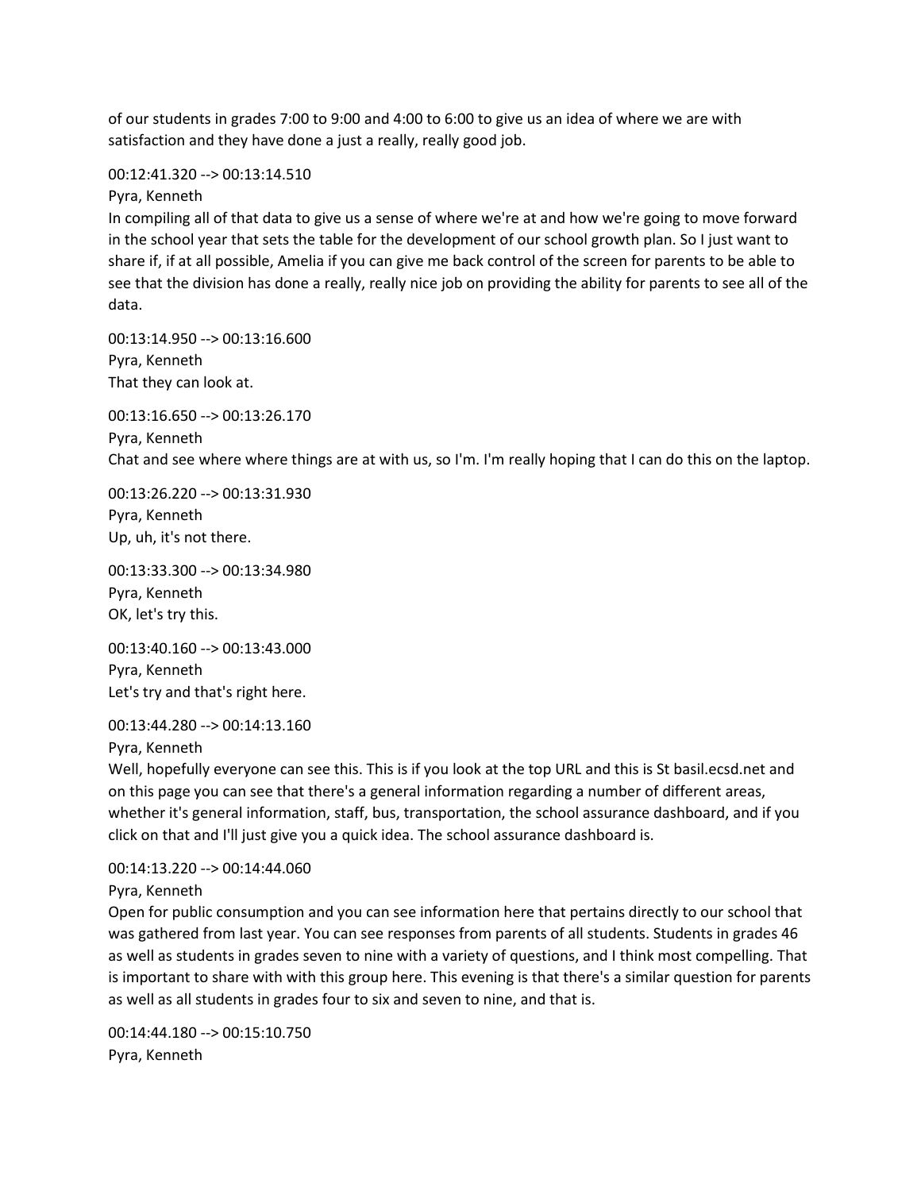of our students in grades 7:00 to 9:00 and 4:00 to 6:00 to give us an idea of where we are with satisfaction and they have done a just a really, really good job.

00:12:41.320 --> 00:13:14.510
Pyra, Kenneth
In compiling all of that data to give us a sense of where we're at and how we're going to move forward in the school year that sets the table for the development of our school growth plan. So I just want to share if, if at all possible, Amelia if you can give me back control of the screen for parents to be able to see that the division has done a really, really nice job on providing the ability for parents to see all of the data.

00:13:14.950 --> 00:13:16.600
Pyra, Kenneth
That they can look at.

00:13:16.650 --> 00:13:26.170
Pyra, Kenneth
Chat and see where where things are at with us, so I'm. I'm really hoping that I can do this on the laptop.

00:13:26.220 --> 00:13:31.930
Pyra, Kenneth
Up, uh, it's not there.

00:13:33.300 --> 00:13:34.980
Pyra, Kenneth
OK, let's try this.

00:13:40.160 --> 00:13:43.000
Pyra, Kenneth
Let's try and that's right here.

00:13:44.280 --> 00:14:13.160
Pyra, Kenneth
Well, hopefully everyone can see this. This is if you look at the top URL and this is St basil.ecsd.net and on this page you can see that there's a general information regarding a number of different areas, whether it's general information, staff, bus, transportation, the school assurance dashboard, and if you click on that and I'll just give you a quick idea. The school assurance dashboard is.

00:14:13.220 --> 00:14:44.060
Pyra, Kenneth
Open for public consumption and you can see information here that pertains directly to our school that was gathered from last year. You can see responses from parents of all students. Students in grades 46 as well as students in grades seven to nine with a variety of questions, and I think most compelling. That is important to share with with this group here. This evening is that there's a similar question for parents as well as all students in grades four to six and seven to nine, and that is.

00:14:44.180 --> 00:15:10.750
Pyra, Kenneth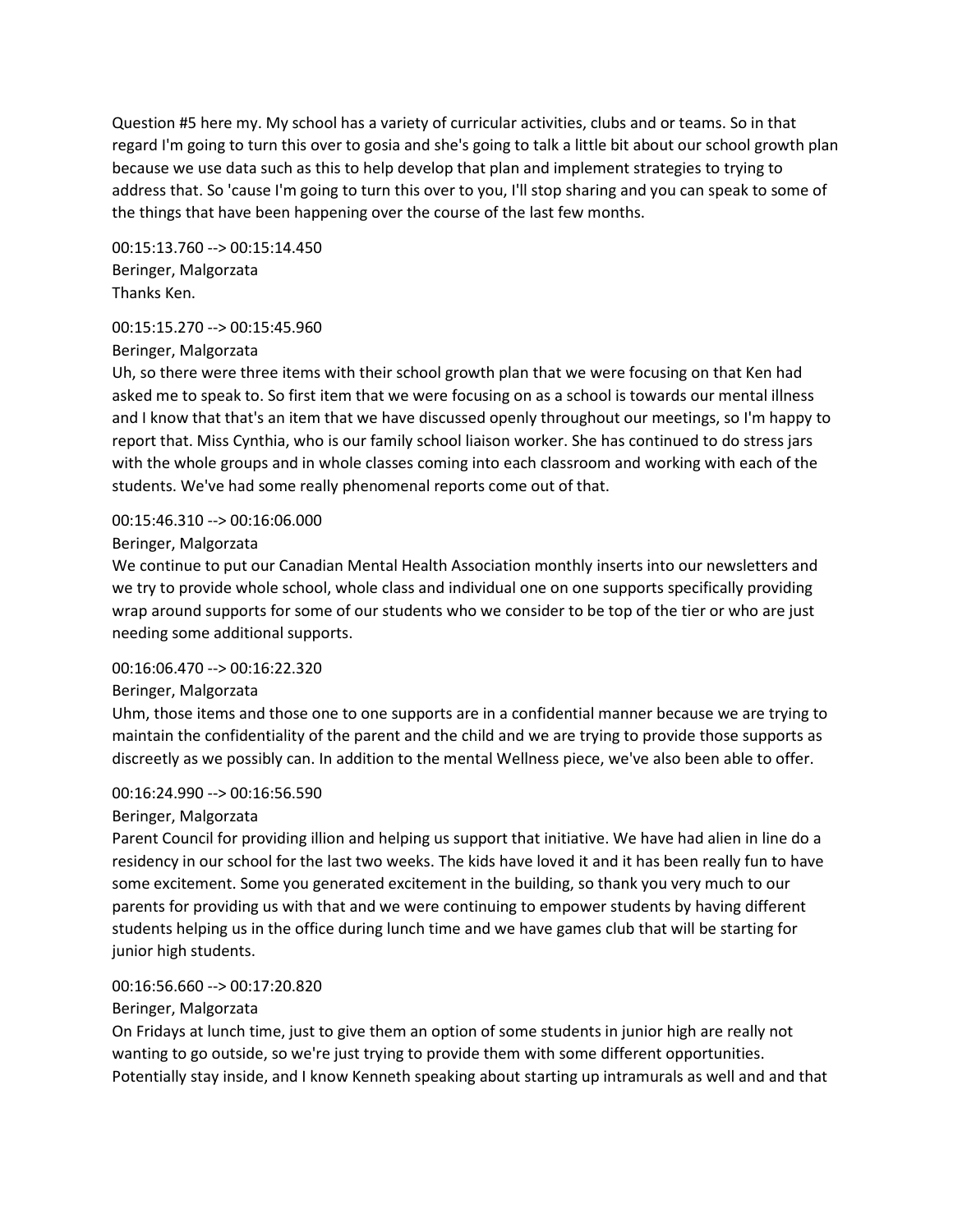Question #5 here my. My school has a variety of curricular activities, clubs and or teams. So in that regard I'm going to turn this over to gosia and she's going to talk a little bit about our school growth plan because we use data such as this to help develop that plan and implement strategies to trying to address that. So 'cause I'm going to turn this over to you, I'll stop sharing and you can speak to some of the things that have been happening over the course of the last few months.

00:15:13.760 --> 00:15:14.450
Beringer, Malgorzata
Thanks Ken.

00:15:15.270 --> 00:15:45.960
Beringer, Malgorzata
Uh, so there were three items with their school growth plan that we were focusing on that Ken had asked me to speak to. So first item that we were focusing on as a school is towards our mental illness and I know that that's an item that we have discussed openly throughout our meetings, so I'm happy to report that. Miss Cynthia, who is our family school liaison worker. She has continued to do stress jars with the whole groups and in whole classes coming into each classroom and working with each of the students. We've had some really phenomenal reports come out of that.

00:15:46.310 --> 00:16:06.000
Beringer, Malgorzata
We continue to put our Canadian Mental Health Association monthly inserts into our newsletters and we try to provide whole school, whole class and individual one on one supports specifically providing wrap around supports for some of our students who we consider to be top of the tier or who are just needing some additional supports.

00:16:06.470 --> 00:16:22.320
Beringer, Malgorzata
Uhm, those items and those one to one supports are in a confidential manner because we are trying to maintain the confidentiality of the parent and the child and we are trying to provide those supports as discreetly as we possibly can. In addition to the mental Wellness piece, we've also been able to offer.

00:16:24.990 --> 00:16:56.590
Beringer, Malgorzata
Parent Council for providing illion and helping us support that initiative. We have had alien in line do a residency in our school for the last two weeks. The kids have loved it and it has been really fun to have some excitement. Some you generated excitement in the building, so thank you very much to our parents for providing us with that and we were continuing to empower students by having different students helping us in the office during lunch time and we have games club that will be starting for junior high students.

00:16:56.660 --> 00:17:20.820
Beringer, Malgorzata
On Fridays at lunch time, just to give them an option of some students in junior high are really not wanting to go outside, so we're just trying to provide them with some different opportunities. Potentially stay inside, and I know Kenneth speaking about starting up intramurals as well and and that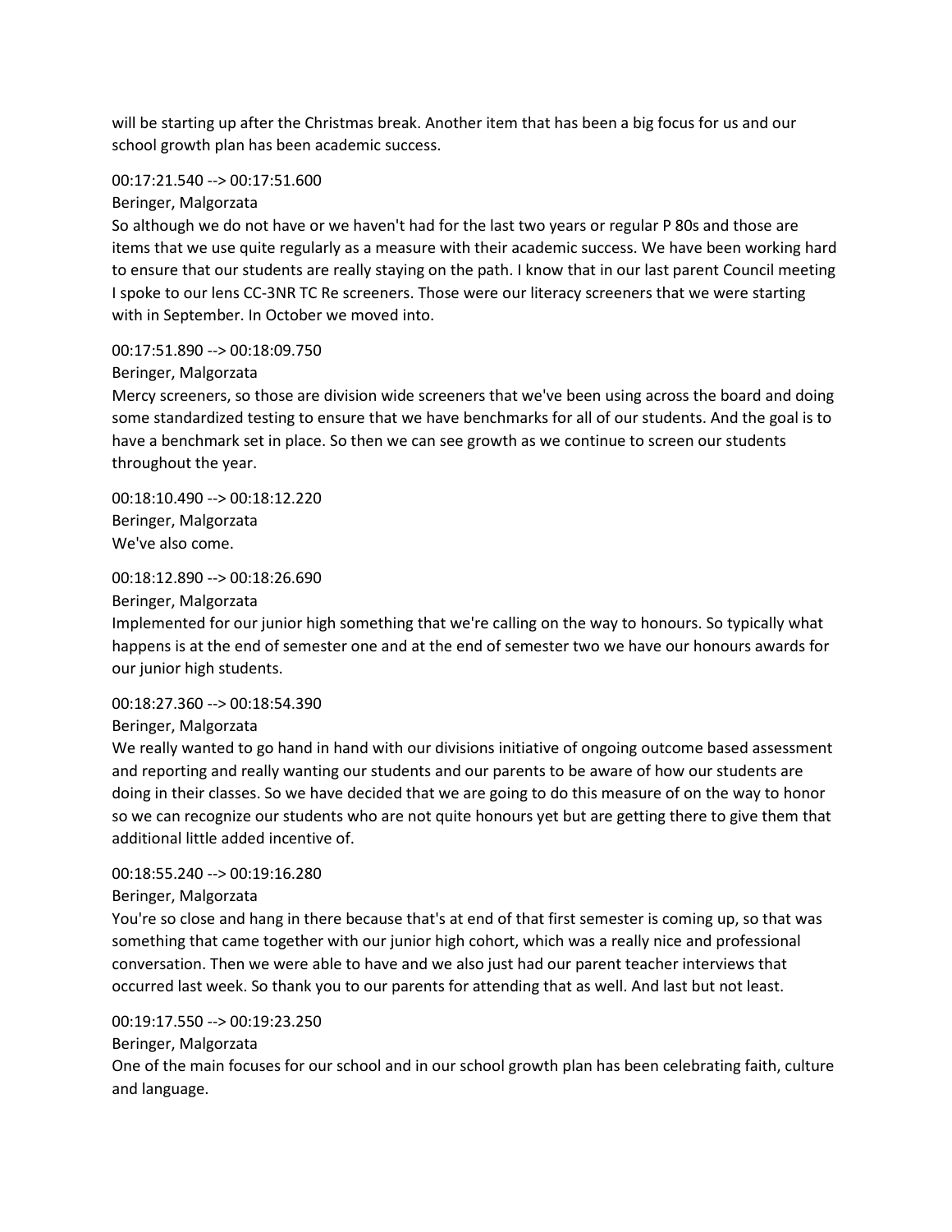will be starting up after the Christmas break. Another item that has been a big focus for us and our school growth plan has been academic success.

00:17:21.540 --> 00:17:51.600
Beringer, Malgorzata
So although we do not have or we haven't had for the last two years or regular P 80s and those are items that we use quite regularly as a measure with their academic success. We have been working hard to ensure that our students are really staying on the path. I know that in our last parent Council meeting I spoke to our lens CC-3NR TC Re screeners. Those were our literacy screeners that we were starting with in September. In October we moved into.

00:17:51.890 --> 00:18:09.750
Beringer, Malgorzata
Mercy screeners, so those are division wide screeners that we've been using across the board and doing some standardized testing to ensure that we have benchmarks for all of our students. And the goal is to have a benchmark set in place. So then we can see growth as we continue to screen our students throughout the year.

00:18:10.490 --> 00:18:12.220
Beringer, Malgorzata
We've also come.

00:18:12.890 --> 00:18:26.690
Beringer, Malgorzata
Implemented for our junior high something that we're calling on the way to honours. So typically what happens is at the end of semester one and at the end of semester two we have our honours awards for our junior high students.

00:18:27.360 --> 00:18:54.390
Beringer, Malgorzata
We really wanted to go hand in hand with our divisions initiative of ongoing outcome based assessment and reporting and really wanting our students and our parents to be aware of how our students are doing in their classes. So we have decided that we are going to do this measure of on the way to honor so we can recognize our students who are not quite honours yet but are getting there to give them that additional little added incentive of.

00:18:55.240 --> 00:19:16.280
Beringer, Malgorzata
You're so close and hang in there because that's at end of that first semester is coming up, so that was something that came together with our junior high cohort, which was a really nice and professional conversation. Then we were able to have and we also just had our parent teacher interviews that occurred last week. So thank you to our parents for attending that as well. And last but not least.

00:19:17.550 --> 00:19:23.250
Beringer, Malgorzata
One of the main focuses for our school and in our school growth plan has been celebrating faith, culture and language.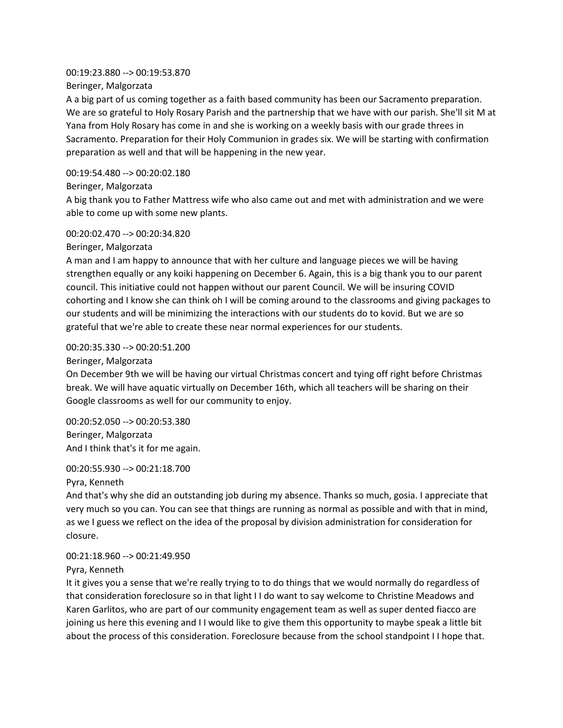00:19:23.880 --> 00:19:53.870

Beringer, Malgorzata

A a big part of us coming together as a faith based community has been our Sacramento preparation. We are so grateful to Holy Rosary Parish and the partnership that we have with our parish. She'll sit M at Yana from Holy Rosary has come in and she is working on a weekly basis with our grade threes in Sacramento. Preparation for their Holy Communion in grades six. We will be starting with confirmation preparation as well and that will be happening in the new year.

00:19:54.480 --> 00:20:02.180

Beringer, Malgorzata

A big thank you to Father Mattress wife who also came out and met with administration and we were able to come up with some new plants.

00:20:02.470 --> 00:20:34.820

Beringer, Malgorzata

A man and I am happy to announce that with her culture and language pieces we will be having strengthen equally or any koiki happening on December 6. Again, this is a big thank you to our parent council. This initiative could not happen without our parent Council. We will be insuring COVID cohorting and I know she can think oh I will be coming around to the classrooms and giving packages to our students and will be minimizing the interactions with our students do to kovid. But we are so grateful that we're able to create these near normal experiences for our students.

00:20:35.330 --> 00:20:51.200

Beringer, Malgorzata

On December 9th we will be having our virtual Christmas concert and tying off right before Christmas break. We will have aquatic virtually on December 16th, which all teachers will be sharing on their Google classrooms as well for our community to enjoy.

00:20:52.050 --> 00:20:53.380

Beringer, Malgorzata

And I think that's it for me again.

00:20:55.930 --> 00:21:18.700

Pyra, Kenneth

And that's why she did an outstanding job during my absence. Thanks so much, gosia. I appreciate that very much so you can. You can see that things are running as normal as possible and with that in mind, as we I guess we reflect on the idea of the proposal by division administration for consideration for closure.

00:21:18.960 --> 00:21:49.950

Pyra, Kenneth

It it gives you a sense that we're really trying to to do things that we would normally do regardless of that consideration foreclosure so in that light I I do want to say welcome to Christine Meadows and Karen Garlitos, who are part of our community engagement team as well as super dented fiacco are joining us here this evening and I I would like to give them this opportunity to maybe speak a little bit about the process of this consideration. Foreclosure because from the school standpoint I I hope that.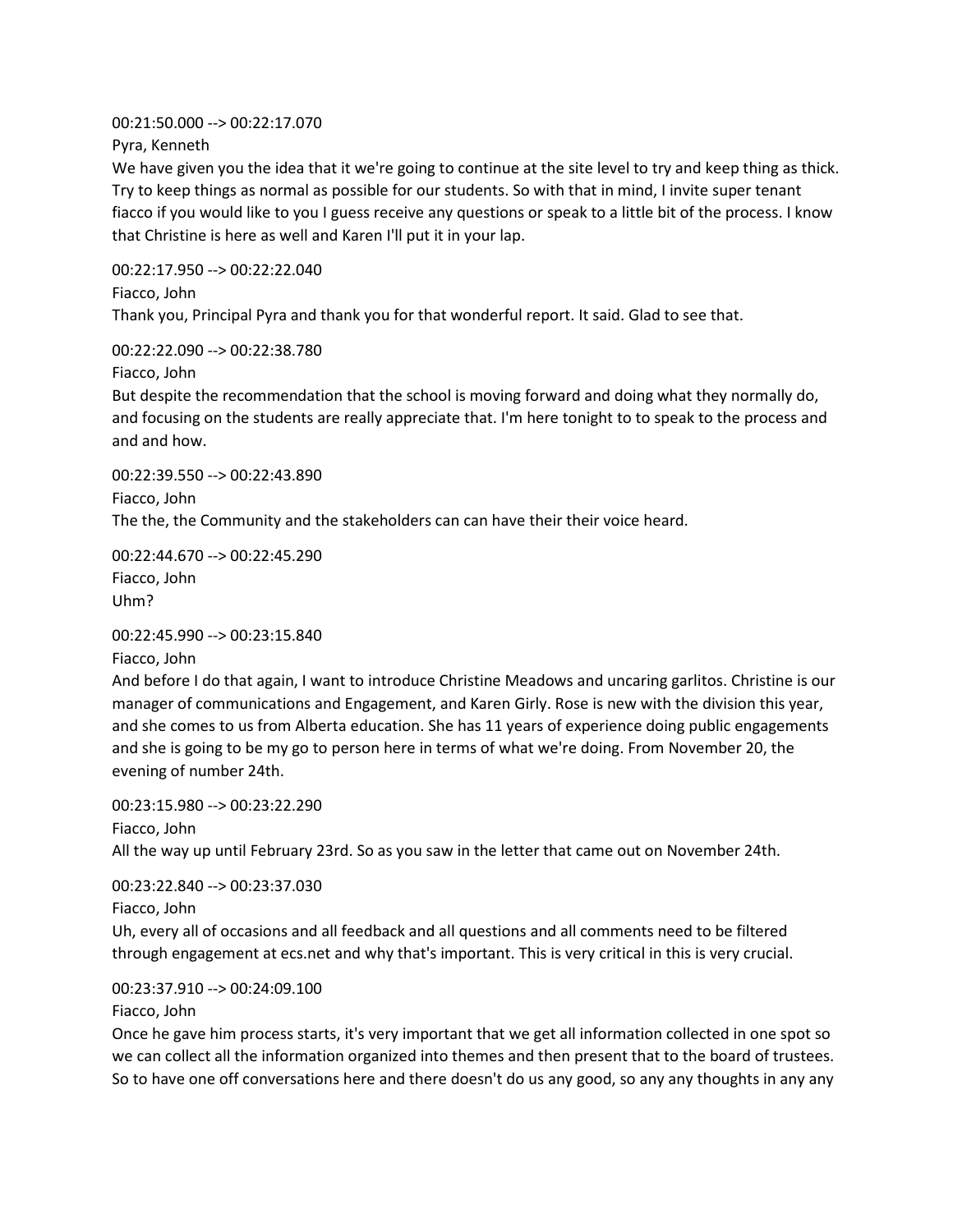00:21:50.000 --> 00:22:17.070

Pyra, Kenneth

We have given you the idea that it we're going to continue at the site level to try and keep thing as thick. Try to keep things as normal as possible for our students. So with that in mind, I invite super tenant fiacco if you would like to you I guess receive any questions or speak to a little bit of the process. I know that Christine is here as well and Karen I'll put it in your lap.

00:22:17.950 --> 00:22:22.040

Fiacco, John

Thank you, Principal Pyra and thank you for that wonderful report. It said. Glad to see that.

00:22:22.090 --> 00:22:38.780

Fiacco, John

But despite the recommendation that the school is moving forward and doing what they normally do, and focusing on the students are really appreciate that. I'm here tonight to to speak to the process and and and how.

00:22:39.550 --> 00:22:43.890

Fiacco, John

The the, the Community and the stakeholders can can have their their voice heard.

00:22:44.670 --> 00:22:45.290

Fiacco, John

Uhm?

00:22:45.990 --> 00:23:15.840

Fiacco, John

And before I do that again, I want to introduce Christine Meadows and uncaring garlitos. Christine is our manager of communications and Engagement, and Karen Girly. Rose is new with the division this year, and she comes to us from Alberta education. She has 11 years of experience doing public engagements and she is going to be my go to person here in terms of what we're doing. From November 20, the evening of number 24th.

00:23:15.980 --> 00:23:22.290

Fiacco, John

All the way up until February 23rd. So as you saw in the letter that came out on November 24th.

00:23:22.840 --> 00:23:37.030

Fiacco, John

Uh, every all of occasions and all feedback and all questions and all comments need to be filtered through engagement at ecs.net and why that's important. This is very critical in this is very crucial.

00:23:37.910 --> 00:24:09.100

Fiacco, John

Once he gave him process starts, it's very important that we get all information collected in one spot so we can collect all the information organized into themes and then present that to the board of trustees. So to have one off conversations here and there doesn't do us any good, so any any thoughts in any any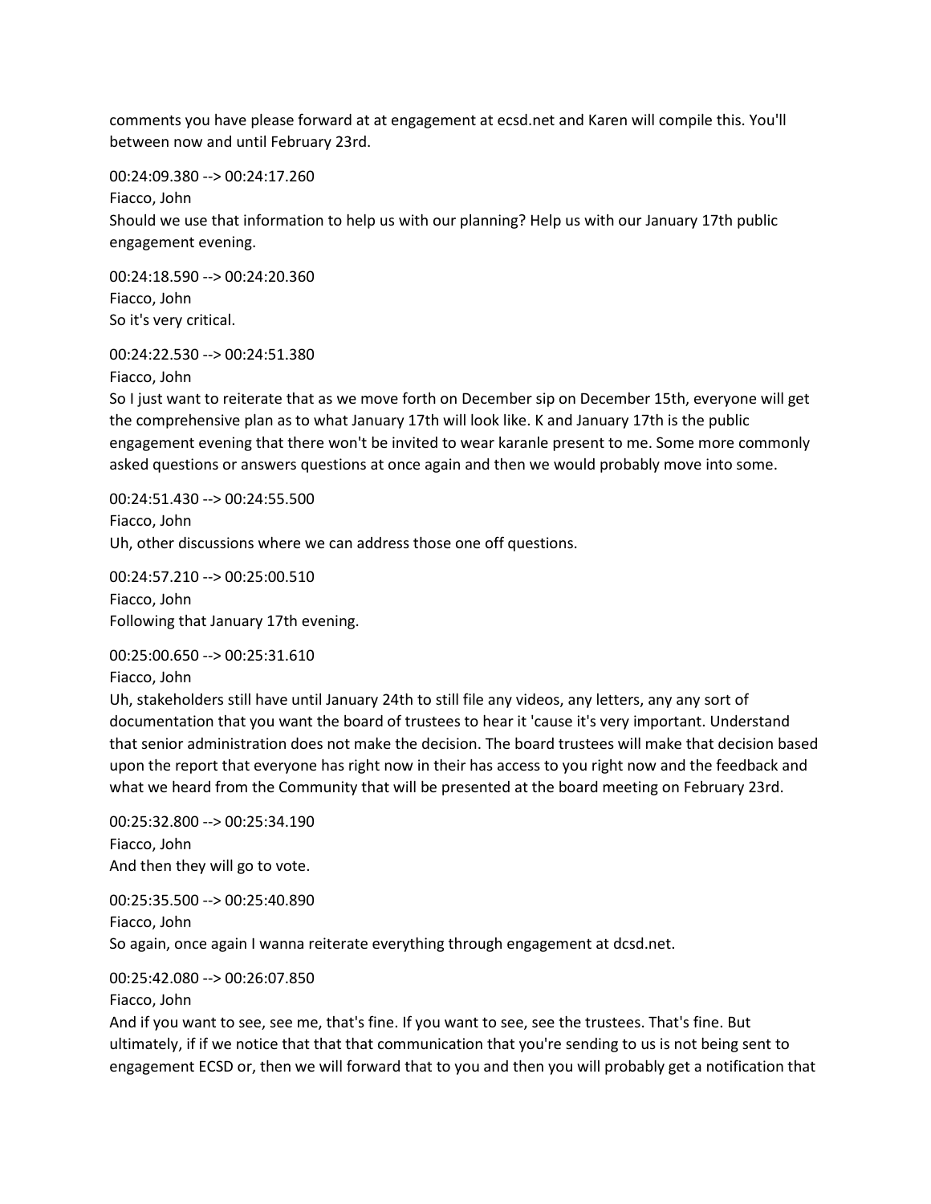comments you have please forward at at engagement at ecsd.net and Karen will compile this. You'll between now and until February 23rd.

00:24:09.380 --> 00:24:17.260
Fiacco, John
Should we use that information to help us with our planning? Help us with our January 17th public engagement evening.

00:24:18.590 --> 00:24:20.360
Fiacco, John
So it's very critical.

00:24:22.530 --> 00:24:51.380
Fiacco, John
So I just want to reiterate that as we move forth on December sip on December 15th, everyone will get the comprehensive plan as to what January 17th will look like. K and January 17th is the public engagement evening that there won't be invited to wear karanle present to me. Some more commonly asked questions or answers questions at once again and then we would probably move into some.

00:24:51.430 --> 00:24:55.500
Fiacco, John
Uh, other discussions where we can address those one off questions.

00:24:57.210 --> 00:25:00.510
Fiacco, John
Following that January 17th evening.

00:25:00.650 --> 00:25:31.610
Fiacco, John
Uh, stakeholders still have until January 24th to still file any videos, any letters, any any sort of documentation that you want the board of trustees to hear it 'cause it's very important. Understand that senior administration does not make the decision. The board trustees will make that decision based upon the report that everyone has right now in their has access to you right now and the feedback and what we heard from the Community that will be presented at the board meeting on February 23rd.

00:25:32.800 --> 00:25:34.190
Fiacco, John
And then they will go to vote.

00:25:35.500 --> 00:25:40.890
Fiacco, John
So again, once again I wanna reiterate everything through engagement at dcsd.net.

00:25:42.080 --> 00:26:07.850
Fiacco, John
And if you want to see, see me, that's fine. If you want to see, see the trustees. That's fine. But ultimately, if if we notice that that that communication that you're sending to us is not being sent to engagement ECSD or, then we will forward that to you and then you will probably get a notification that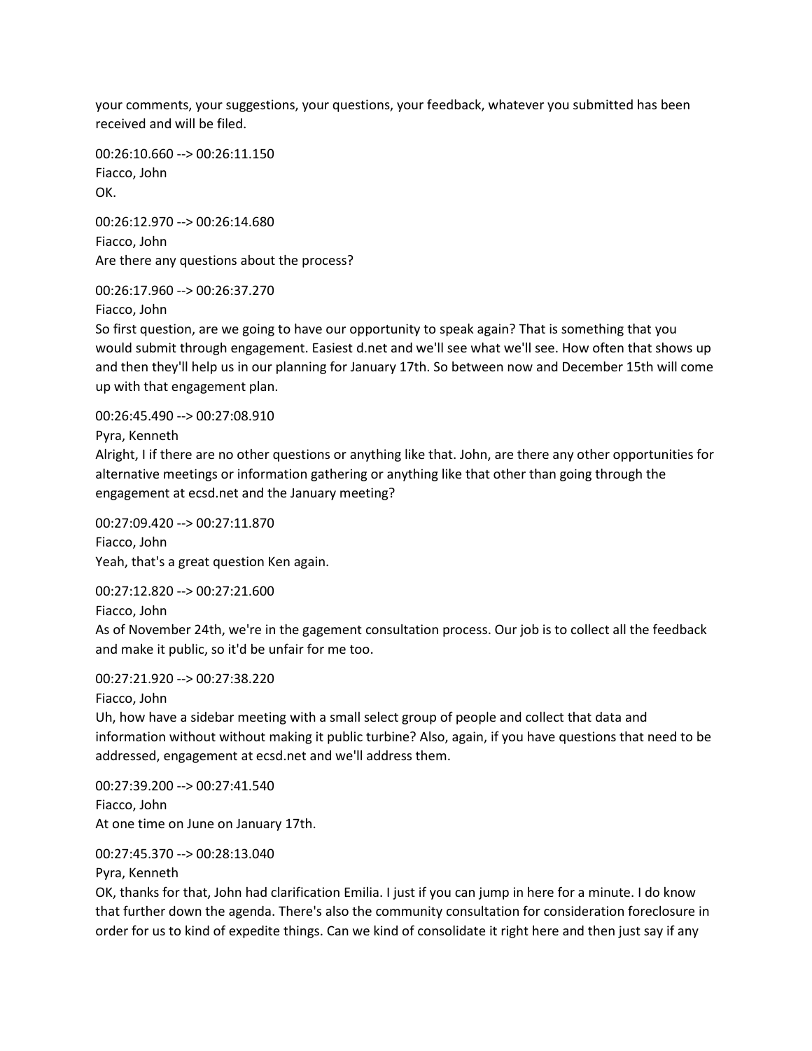your comments, your suggestions, your questions, your feedback, whatever you submitted has been received and will be filed.

00:26:10.660 --> 00:26:11.150
Fiacco, John
OK.

00:26:12.970 --> 00:26:14.680
Fiacco, John
Are there any questions about the process?

00:26:17.960 --> 00:26:37.270
Fiacco, John
So first question, are we going to have our opportunity to speak again? That is something that you would submit through engagement. Easiest d.net and we'll see what we'll see. How often that shows up and then they'll help us in our planning for January 17th. So between now and December 15th will come up with that engagement plan.

00:26:45.490 --> 00:27:08.910
Pyra, Kenneth
Alright, I if there are no other questions or anything like that. John, are there any other opportunities for alternative meetings or information gathering or anything like that other than going through the engagement at ecsd.net and the January meeting?

00:27:09.420 --> 00:27:11.870
Fiacco, John
Yeah, that's a great question Ken again.

00:27:12.820 --> 00:27:21.600
Fiacco, John
As of November 24th, we're in the gagement consultation process. Our job is to collect all the feedback and make it public, so it'd be unfair for me too.

00:27:21.920 --> 00:27:38.220
Fiacco, John
Uh, how have a sidebar meeting with a small select group of people and collect that data and information without without making it public turbine? Also, again, if you have questions that need to be addressed, engagement at ecsd.net and we'll address them.

00:27:39.200 --> 00:27:41.540
Fiacco, John
At one time on June on January 17th.

00:27:45.370 --> 00:28:13.040
Pyra, Kenneth
OK, thanks for that, John had clarification Emilia. I just if you can jump in here for a minute. I do know that further down the agenda. There's also the community consultation for consideration foreclosure in order for us to kind of expedite things. Can we kind of consolidate it right here and then just say if any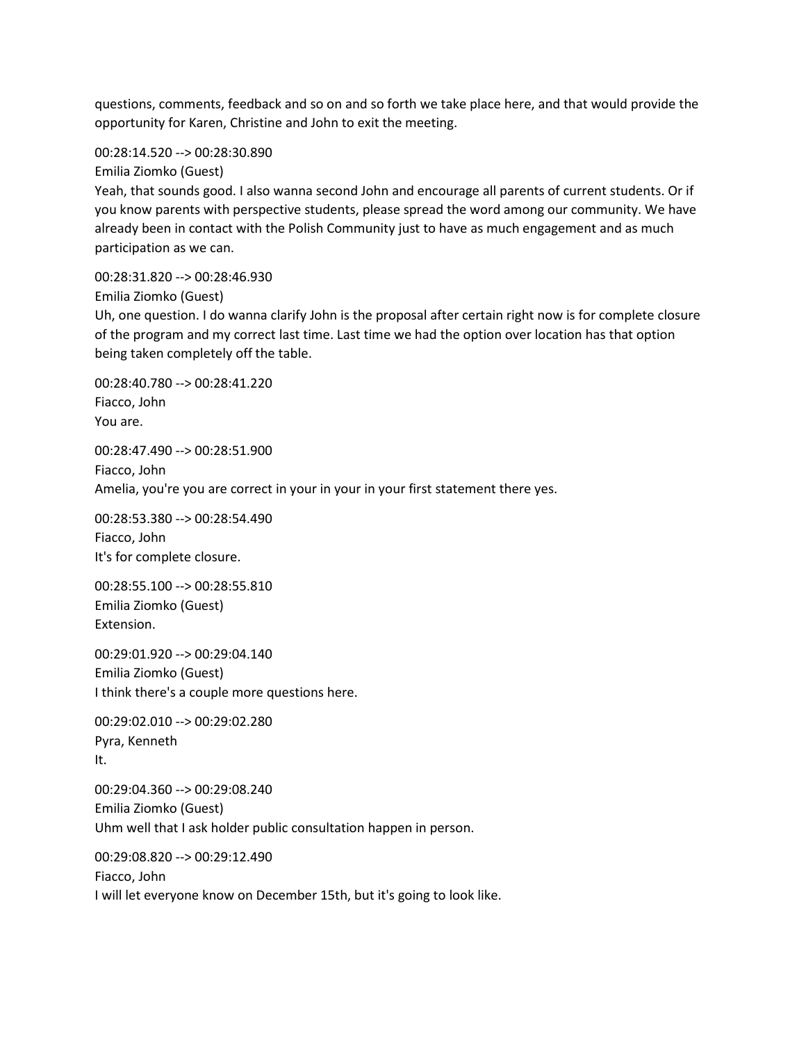questions, comments, feedback and so on and so forth we take place here, and that would provide the opportunity for Karen, Christine and John to exit the meeting.

00:28:14.520 --> 00:28:30.890
Emilia Ziomko (Guest)
Yeah, that sounds good. I also wanna second John and encourage all parents of current students. Or if you know parents with perspective students, please spread the word among our community. We have already been in contact with the Polish Community just to have as much engagement and as much participation as we can.

00:28:31.820 --> 00:28:46.930
Emilia Ziomko (Guest)
Uh, one question. I do wanna clarify John is the proposal after certain right now is for complete closure of the program and my correct last time. Last time we had the option over location has that option being taken completely off the table.

00:28:40.780 --> 00:28:41.220
Fiacco, John
You are.

00:28:47.490 --> 00:28:51.900
Fiacco, John
Amelia, you're you are correct in your in your in your first statement there yes.

00:28:53.380 --> 00:28:54.490
Fiacco, John
It's for complete closure.

00:28:55.100 --> 00:28:55.810
Emilia Ziomko (Guest)
Extension.

00:29:01.920 --> 00:29:04.140
Emilia Ziomko (Guest)
I think there's a couple more questions here.

00:29:02.010 --> 00:29:02.280
Pyra, Kenneth
It.

00:29:04.360 --> 00:29:08.240
Emilia Ziomko (Guest)
Uhm well that I ask holder public consultation happen in person.

00:29:08.820 --> 00:29:12.490
Fiacco, John
I will let everyone know on December 15th, but it's going to look like.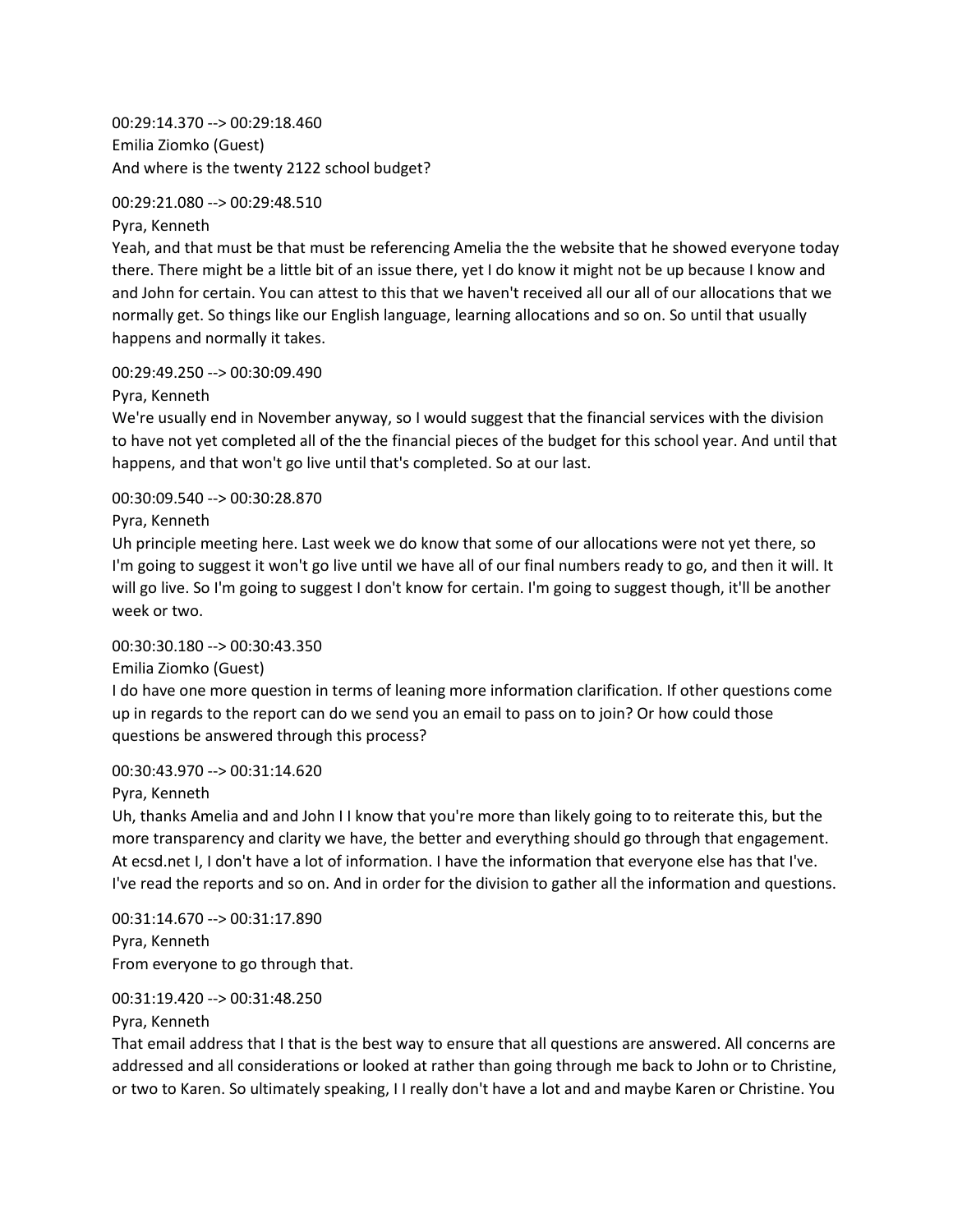00:29:14.370 --> 00:29:18.460
Emilia Ziomko (Guest)
And where is the twenty 2122 school budget?

00:29:21.080 --> 00:29:48.510
Pyra, Kenneth
Yeah, and that must be that must be referencing Amelia the the website that he showed everyone today there. There might be a little bit of an issue there, yet I do know it might not be up because I know and and John for certain. You can attest to this that we haven't received all our all of our allocations that we normally get. So things like our English language, learning allocations and so on. So until that usually happens and normally it takes.

00:29:49.250 --> 00:30:09.490
Pyra, Kenneth
We're usually end in November anyway, so I would suggest that the financial services with the division to have not yet completed all of the the financial pieces of the budget for this school year. And until that happens, and that won't go live until that's completed. So at our last.

00:30:09.540 --> 00:30:28.870
Pyra, Kenneth
Uh principle meeting here. Last week we do know that some of our allocations were not yet there, so I'm going to suggest it won't go live until we have all of our final numbers ready to go, and then it will. It will go live. So I'm going to suggest I don't know for certain. I'm going to suggest though, it'll be another week or two.

00:30:30.180 --> 00:30:43.350
Emilia Ziomko (Guest)
I do have one more question in terms of leaning more information clarification. If other questions come up in regards to the report can do we send you an email to pass on to join? Or how could those questions be answered through this process?

00:30:43.970 --> 00:31:14.620
Pyra, Kenneth
Uh, thanks Amelia and and John I I know that you're more than likely going to to reiterate this, but the more transparency and clarity we have, the better and everything should go through that engagement. At ecsd.net I, I don't have a lot of information. I have the information that everyone else has that I've. I've read the reports and so on. And in order for the division to gather all the information and questions.

00:31:14.670 --> 00:31:17.890
Pyra, Kenneth
From everyone to go through that.

00:31:19.420 --> 00:31:48.250
Pyra, Kenneth
That email address that I that is the best way to ensure that all questions are answered. All concerns are addressed and all considerations or looked at rather than going through me back to John or to Christine, or two to Karen. So ultimately speaking, I I really don't have a lot and and maybe Karen or Christine. You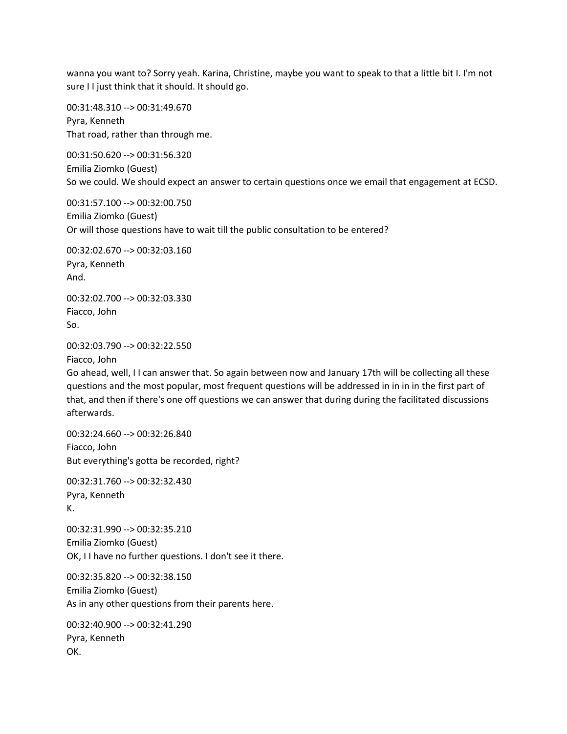wanna you want to? Sorry yeah. Karina, Christine, maybe you want to speak to that a little bit I. I'm not sure I I just think that it should. It should go.

00:31:48.310 --> 00:31:49.670
Pyra, Kenneth
That road, rather than through me.

00:31:50.620 --> 00:31:56.320
Emilia Ziomko (Guest)
So we could. We should expect an answer to certain questions once we email that engagement at ECSD.

00:31:57.100 --> 00:32:00.750
Emilia Ziomko (Guest)
Or will those questions have to wait till the public consultation to be entered?

00:32:02.670 --> 00:32:03.160
Pyra, Kenneth
And.

00:32:02.700 --> 00:32:03.330
Fiacco, John
So.

00:32:03.790 --> 00:32:22.550
Fiacco, John
Go ahead, well, I I can answer that. So again between now and January 17th will be collecting all these questions and the most popular, most frequent questions will be addressed in in in in the first part of that, and then if there's one off questions we can answer that during during the facilitated discussions afterwards.

00:32:24.660 --> 00:32:26.840
Fiacco, John
But everything's gotta be recorded, right?

00:32:31.760 --> 00:32:32.430
Pyra, Kenneth
K.

00:32:31.990 --> 00:32:35.210
Emilia Ziomko (Guest)
OK, I I have no further questions. I don't see it there.

00:32:35.820 --> 00:32:38.150
Emilia Ziomko (Guest)
As in any other questions from their parents here.

00:32:40.900 --> 00:32:41.290
Pyra, Kenneth
OK.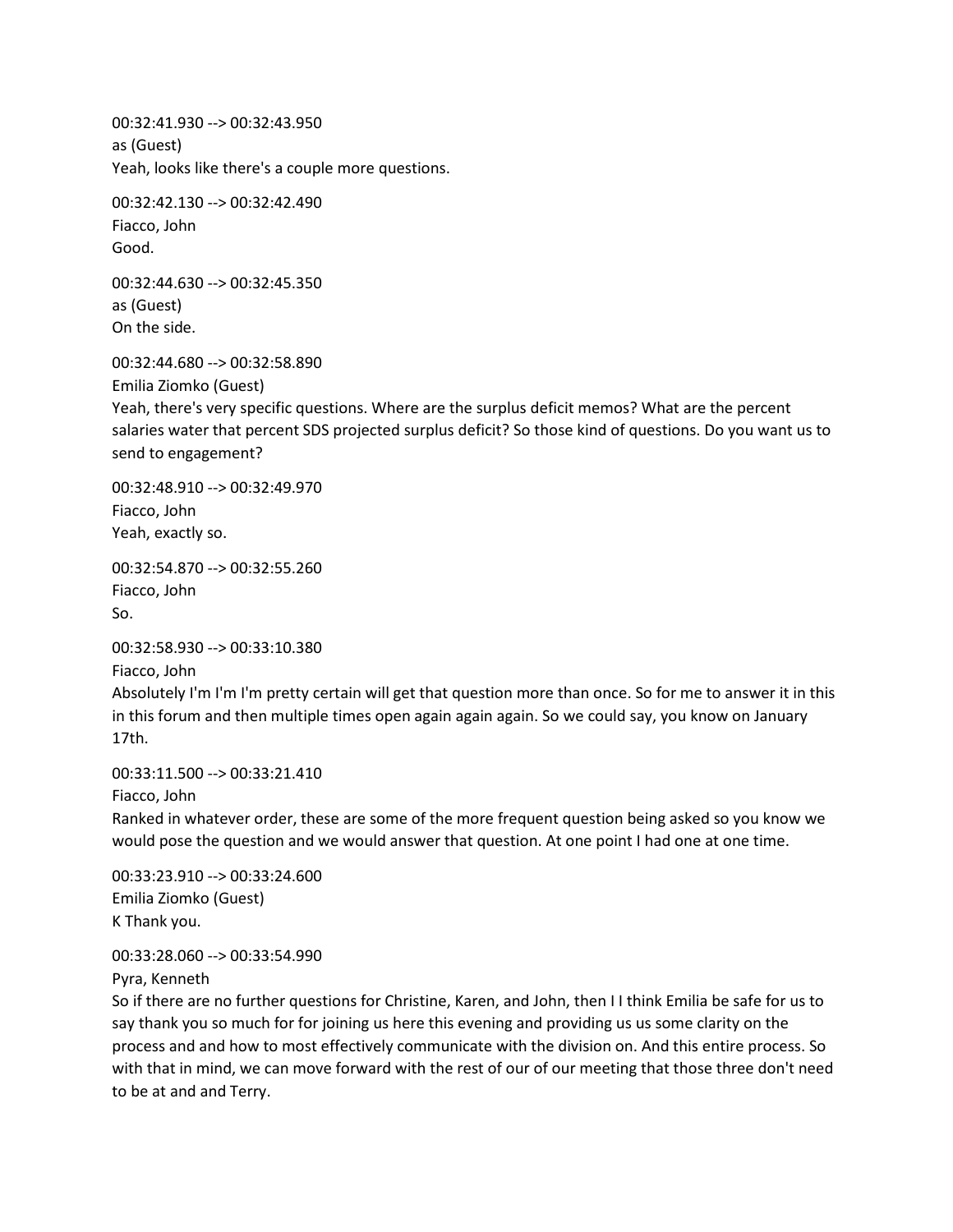00:32:41.930 --> 00:32:43.950
as (Guest)
Yeah, looks like there's a couple more questions.

00:32:42.130 --> 00:32:42.490
Fiacco, John
Good.

00:32:44.630 --> 00:32:45.350
as (Guest)
On the side.

00:32:44.680 --> 00:32:58.890
Emilia Ziomko (Guest)
Yeah, there's very specific questions. Where are the surplus deficit memos? What are the percent salaries water that percent SDS projected surplus deficit? So those kind of questions. Do you want us to send to engagement?

00:32:48.910 --> 00:32:49.970
Fiacco, John
Yeah, exactly so.

00:32:54.870 --> 00:32:55.260
Fiacco, John
So.

00:32:58.930 --> 00:33:10.380
Fiacco, John
Absolutely I'm I'm I'm pretty certain will get that question more than once. So for me to answer it in this in this forum and then multiple times open again again again. So we could say, you know on January 17th.

00:33:11.500 --> 00:33:21.410
Fiacco, John
Ranked in whatever order, these are some of the more frequent question being asked so you know we would pose the question and we would answer that question. At one point I had one at one time.

00:33:23.910 --> 00:33:24.600
Emilia Ziomko (Guest)
K Thank you.

00:33:28.060 --> 00:33:54.990
Pyra, Kenneth
So if there are no further questions for Christine, Karen, and John, then I I think Emilia be safe for us to say thank you so much for for joining us here this evening and providing us us some clarity on the process and and how to most effectively communicate with the division on. And this entire process. So with that in mind, we can move forward with the rest of our of our meeting that those three don't need to be at and and Terry.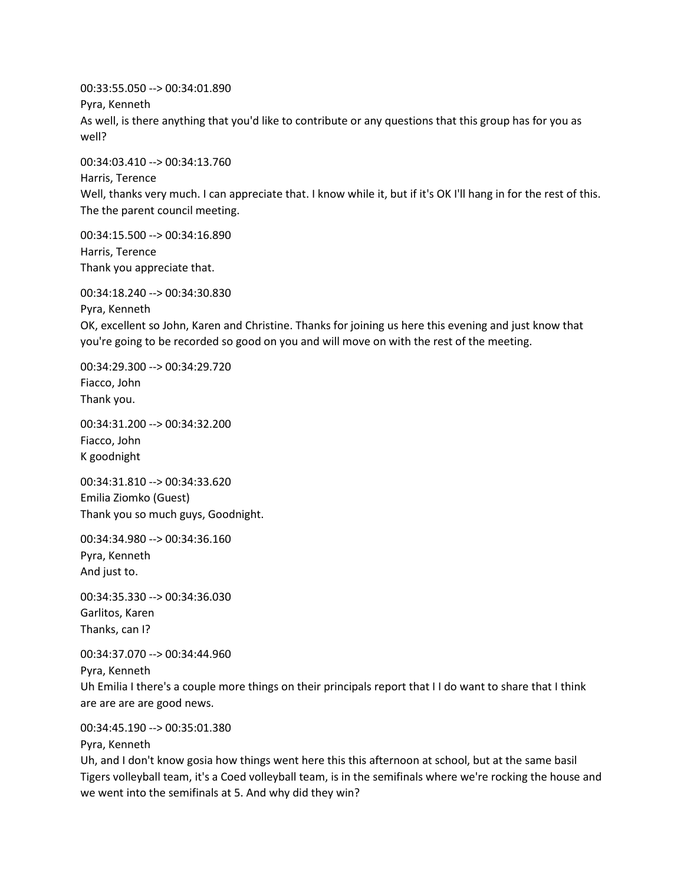00:33:55.050 --> 00:34:01.890
Pyra, Kenneth
As well, is there anything that you'd like to contribute or any questions that this group has for you as well?

00:34:03.410 --> 00:34:13.760
Harris, Terence
Well, thanks very much. I can appreciate that. I know while it, but if it's OK I'll hang in for the rest of this. The the parent council meeting.

00:34:15.500 --> 00:34:16.890
Harris, Terence
Thank you appreciate that.

00:34:18.240 --> 00:34:30.830
Pyra, Kenneth
OK, excellent so John, Karen and Christine. Thanks for joining us here this evening and just know that you're going to be recorded so good on you and will move on with the rest of the meeting.

00:34:29.300 --> 00:34:29.720
Fiacco, John
Thank you.

00:34:31.200 --> 00:34:32.200
Fiacco, John
K goodnight

00:34:31.810 --> 00:34:33.620
Emilia Ziomko (Guest)
Thank you so much guys, Goodnight.

00:34:34.980 --> 00:34:36.160
Pyra, Kenneth
And just to.

00:34:35.330 --> 00:34:36.030
Garlitos, Karen
Thanks, can I?

00:34:37.070 --> 00:34:44.960
Pyra, Kenneth
Uh Emilia I there's a couple more things on their principals report that I I do want to share that I think are are are are good news.

00:34:45.190 --> 00:35:01.380
Pyra, Kenneth
Uh, and I don't know gosia how things went here this this afternoon at school, but at the same basil Tigers volleyball team, it's a Coed volleyball team, is in the semifinals where we're rocking the house and we went into the semifinals at 5. And why did they win?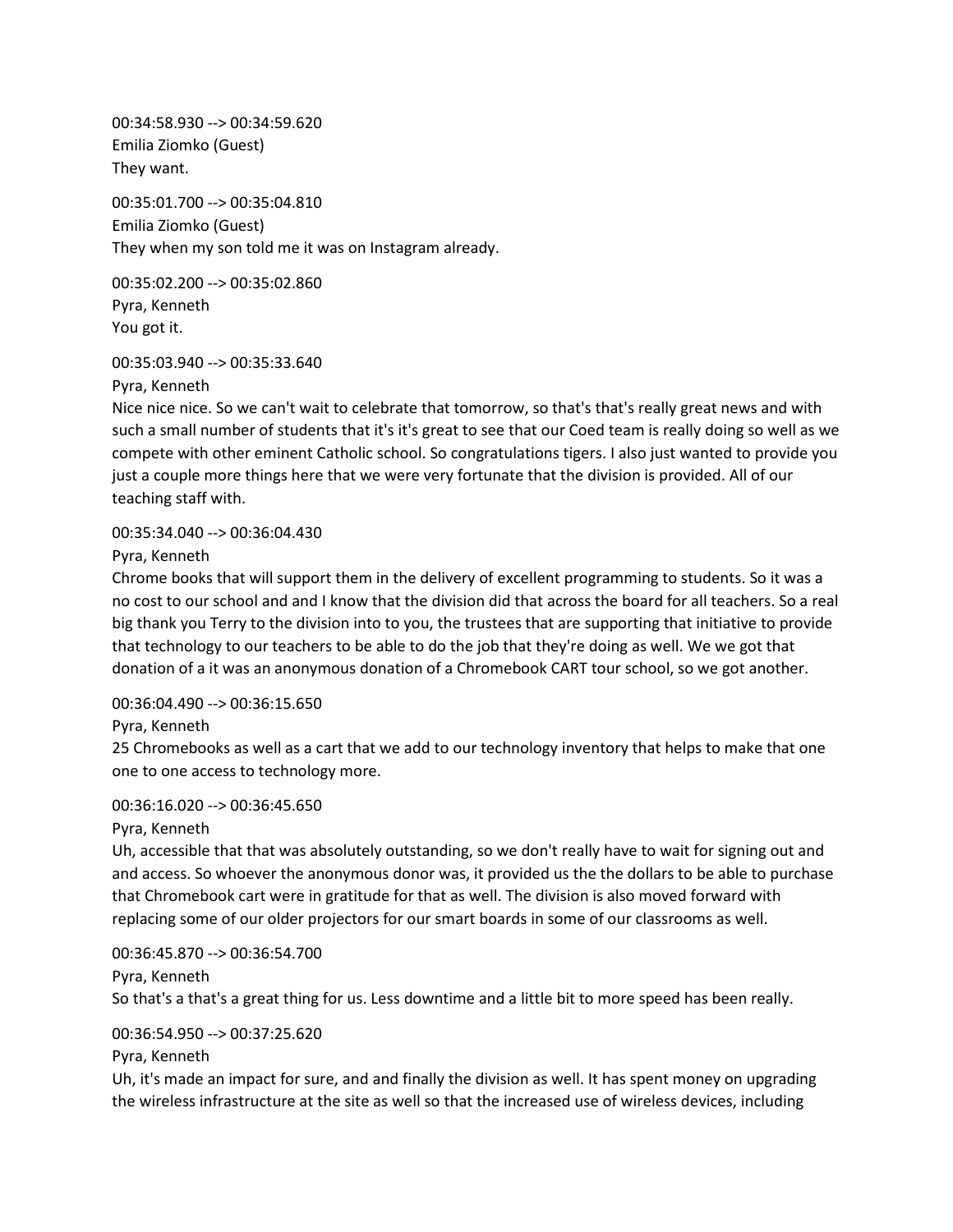00:34:58.930 --> 00:34:59.620
Emilia Ziomko (Guest)
They want.

00:35:01.700 --> 00:35:04.810
Emilia Ziomko (Guest)
They when my son told me it was on Instagram already.

00:35:02.200 --> 00:35:02.860
Pyra, Kenneth
You got it.

00:35:03.940 --> 00:35:33.640
Pyra, Kenneth
Nice nice nice. So we can't wait to celebrate that tomorrow, so that's that's really great news and with such a small number of students that it's it's great to see that our Coed team is really doing so well as we compete with other eminent Catholic school. So congratulations tigers. I also just wanted to provide you just a couple more things here that we were very fortunate that the division is provided. All of our teaching staff with.

00:35:34.040 --> 00:36:04.430
Pyra, Kenneth
Chrome books that will support them in the delivery of excellent programming to students. So it was a no cost to our school and and I know that the division did that across the board for all teachers. So a real big thank you Terry to the division into to you, the trustees that are supporting that initiative to provide that technology to our teachers to be able to do the job that they're doing as well. We we got that donation of a it was an anonymous donation of a Chromebook CART tour school, so we got another.

00:36:04.490 --> 00:36:15.650
Pyra, Kenneth
25 Chromebooks as well as a cart that we add to our technology inventory that helps to make that one one to one access to technology more.

00:36:16.020 --> 00:36:45.650
Pyra, Kenneth
Uh, accessible that that was absolutely outstanding, so we don't really have to wait for signing out and and access. So whoever the anonymous donor was, it provided us the the dollars to be able to purchase that Chromebook cart were in gratitude for that as well. The division is also moved forward with replacing some of our older projectors for our smart boards in some of our classrooms as well.

00:36:45.870 --> 00:36:54.700
Pyra, Kenneth
So that's a that's a great thing for us. Less downtime and a little bit to more speed has been really.

00:36:54.950 --> 00:37:25.620
Pyra, Kenneth
Uh, it's made an impact for sure, and and finally the division as well. It has spent money on upgrading the wireless infrastructure at the site as well so that the increased use of wireless devices, including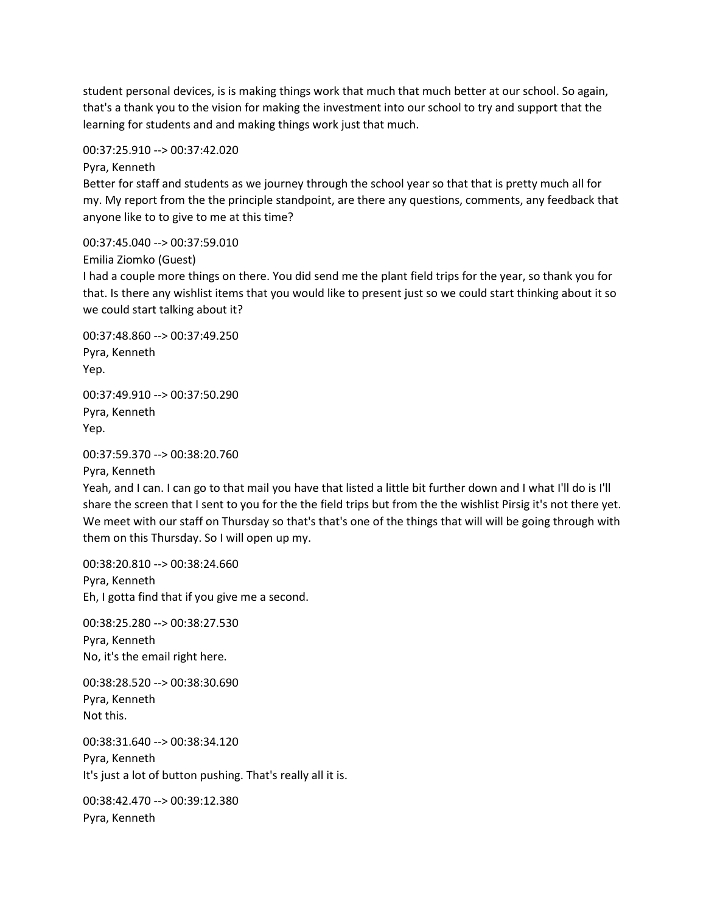student personal devices, is is making things work that much that much better at our school. So again, that's a thank you to the vision for making the investment into our school to try and support that the learning for students and and making things work just that much.

00:37:25.910 --> 00:37:42.020

Pyra, Kenneth

Better for staff and students as we journey through the school year so that that is pretty much all for my. My report from the the principle standpoint, are there any questions, comments, any feedback that anyone like to to give to me at this time?

00:37:45.040 --> 00:37:59.010

Emilia Ziomko (Guest)

I had a couple more things on there. You did send me the plant field trips for the year, so thank you for that. Is there any wishlist items that you would like to present just so we could start thinking about it so we could start talking about it?

00:37:48.860 --> 00:37:49.250

Pyra, Kenneth

Yep.

00:37:49.910 --> 00:37:50.290

Pyra, Kenneth

Yep.

00:37:59.370 --> 00:38:20.760

Pyra, Kenneth

Yeah, and I can. I can go to that mail you have that listed a little bit further down and I what I'll do is I'll share the screen that I sent to you for the the field trips but from the the wishlist Pirsig it's not there yet. We meet with our staff on Thursday so that's that's one of the things that will will be going through with them on this Thursday. So I will open up my.

00:38:20.810 --> 00:38:24.660

Pyra, Kenneth

Eh, I gotta find that if you give me a second.

00:38:25.280 --> 00:38:27.530

Pyra, Kenneth

No, it's the email right here.

00:38:28.520 --> 00:38:30.690

Pyra, Kenneth

Not this.

00:38:31.640 --> 00:38:34.120

Pyra, Kenneth

It's just a lot of button pushing. That's really all it is.

00:38:42.470 --> 00:39:12.380

Pyra, Kenneth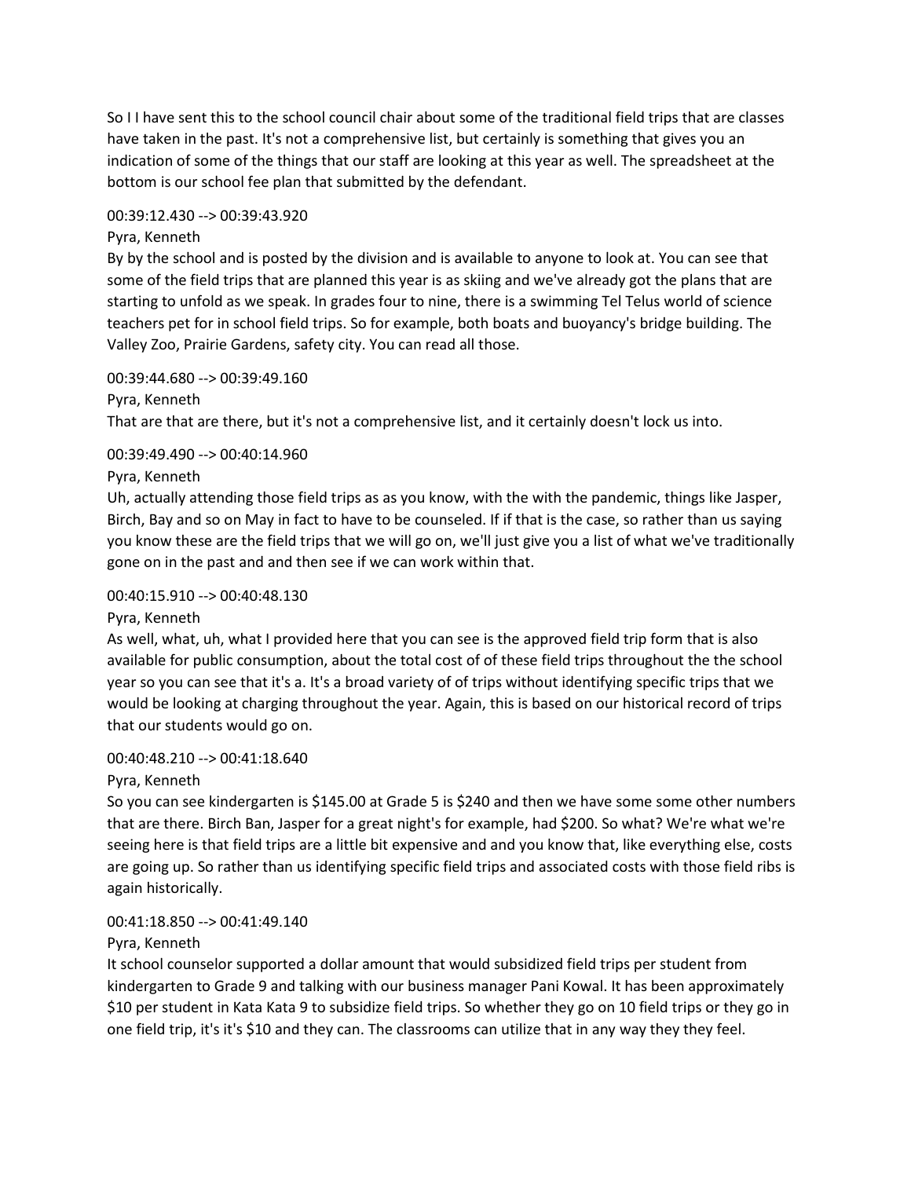So I I have sent this to the school council chair about some of the traditional field trips that are classes have taken in the past. It's not a comprehensive list, but certainly is something that gives you an indication of some of the things that our staff are looking at this year as well. The spreadsheet at the bottom is our school fee plan that submitted by the defendant.

00:39:12.430 --> 00:39:43.920

Pyra, Kenneth

By by the school and is posted by the division and is available to anyone to look at. You can see that some of the field trips that are planned this year is as skiing and we've already got the plans that are starting to unfold as we speak. In grades four to nine, there is a swimming Tel Telus world of science teachers pet for in school field trips. So for example, both boats and buoyancy's bridge building. The Valley Zoo, Prairie Gardens, safety city. You can read all those.

00:39:44.680 --> 00:39:49.160

Pyra, Kenneth

That are that are there, but it's not a comprehensive list, and it certainly doesn't lock us into.

00:39:49.490 --> 00:40:14.960

Pyra, Kenneth

Uh, actually attending those field trips as as you know, with the with the pandemic, things like Jasper, Birch, Bay and so on May in fact to have to be counseled. If if that is the case, so rather than us saying you know these are the field trips that we will go on, we'll just give you a list of what we've traditionally gone on in the past and and then see if we can work within that.

00:40:15.910 --> 00:40:48.130

Pyra, Kenneth

As well, what, uh, what I provided here that you can see is the approved field trip form that is also available for public consumption, about the total cost of of these field trips throughout the the school year so you can see that it's a. It's a broad variety of of trips without identifying specific trips that we would be looking at charging throughout the year. Again, this is based on our historical record of trips that our students would go on.

00:40:48.210 --> 00:41:18.640

Pyra, Kenneth

So you can see kindergarten is $145.00 at Grade 5 is $240 and then we have some some other numbers that are there. Birch Ban, Jasper for a great night's for example, had $200. So what? We're what we're seeing here is that field trips are a little bit expensive and and you know that, like everything else, costs are going up. So rather than us identifying specific field trips and associated costs with those field ribs is again historically.

00:41:18.850 --> 00:41:49.140

Pyra, Kenneth

It school counselor supported a dollar amount that would subsidized field trips per student from kindergarten to Grade 9 and talking with our business manager Pani Kowal. It has been approximately $10 per student in Kata Kata 9 to subsidize field trips. So whether they go on 10 field trips or they go in one field trip, it's it's $10 and they can. The classrooms can utilize that in any way they they feel.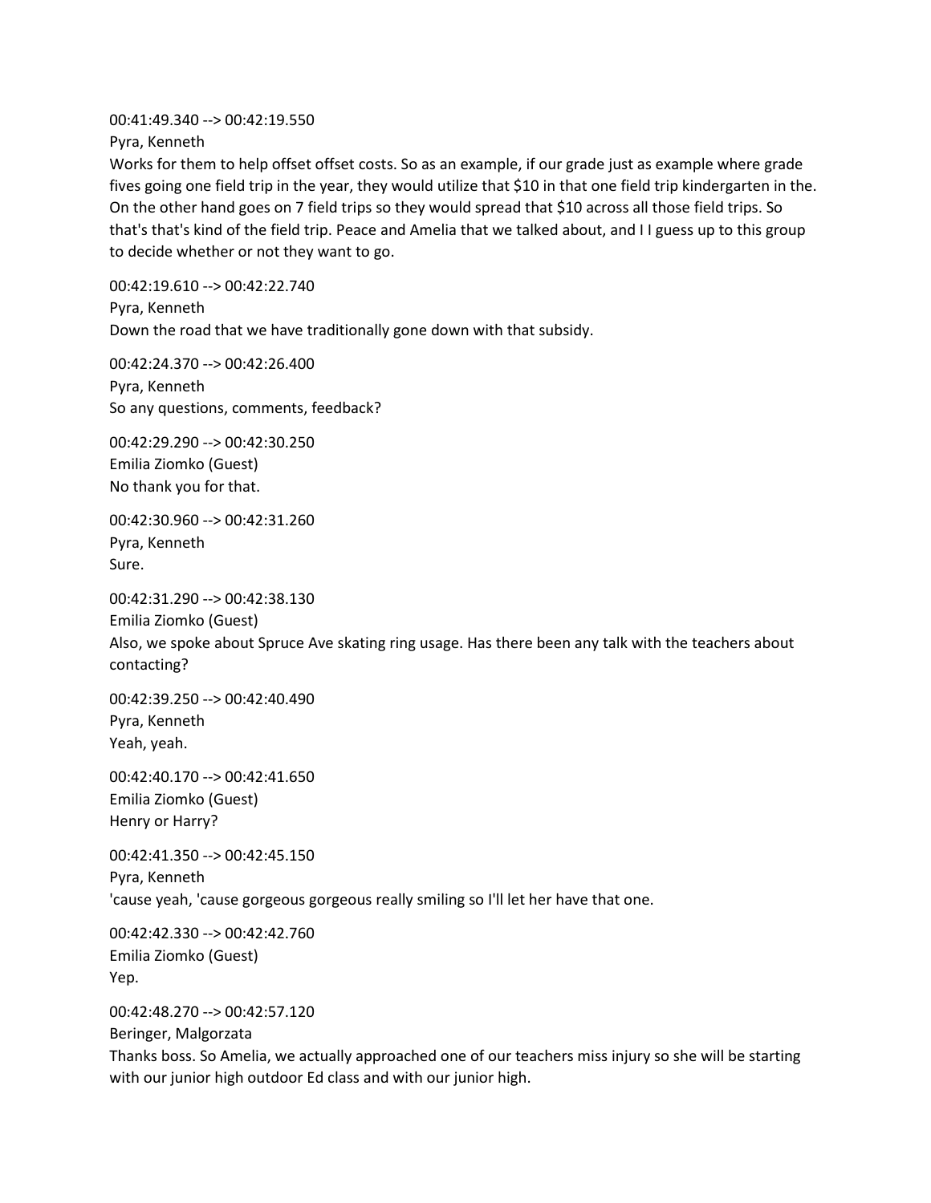00:41:49.340 --> 00:42:19.550
Pyra, Kenneth
Works for them to help offset offset costs. So as an example, if our grade just as example where grade fives going one field trip in the year, they would utilize that $10 in that one field trip kindergarten in the. On the other hand goes on 7 field trips so they would spread that $10 across all those field trips. So that's that's kind of the field trip. Peace and Amelia that we talked about, and I I guess up to this group to decide whether or not they want to go.

00:42:19.610 --> 00:42:22.740
Pyra, Kenneth
Down the road that we have traditionally gone down with that subsidy.

00:42:24.370 --> 00:42:26.400
Pyra, Kenneth
So any questions, comments, feedback?

00:42:29.290 --> 00:42:30.250
Emilia Ziomko (Guest)
No thank you for that.

00:42:30.960 --> 00:42:31.260
Pyra, Kenneth
Sure.

00:42:31.290 --> 00:42:38.130
Emilia Ziomko (Guest)
Also, we spoke about Spruce Ave skating ring usage. Has there been any talk with the teachers about contacting?

00:42:39.250 --> 00:42:40.490
Pyra, Kenneth
Yeah, yeah.

00:42:40.170 --> 00:42:41.650
Emilia Ziomko (Guest)
Henry or Harry?

00:42:41.350 --> 00:42:45.150
Pyra, Kenneth
'cause yeah, 'cause gorgeous gorgeous really smiling so I'll let her have that one.

00:42:42.330 --> 00:42:42.760
Emilia Ziomko (Guest)
Yep.

00:42:48.270 --> 00:42:57.120
Beringer, Malgorzata
Thanks boss. So Amelia, we actually approached one of our teachers miss injury so she will be starting with our junior high outdoor Ed class and with our junior high.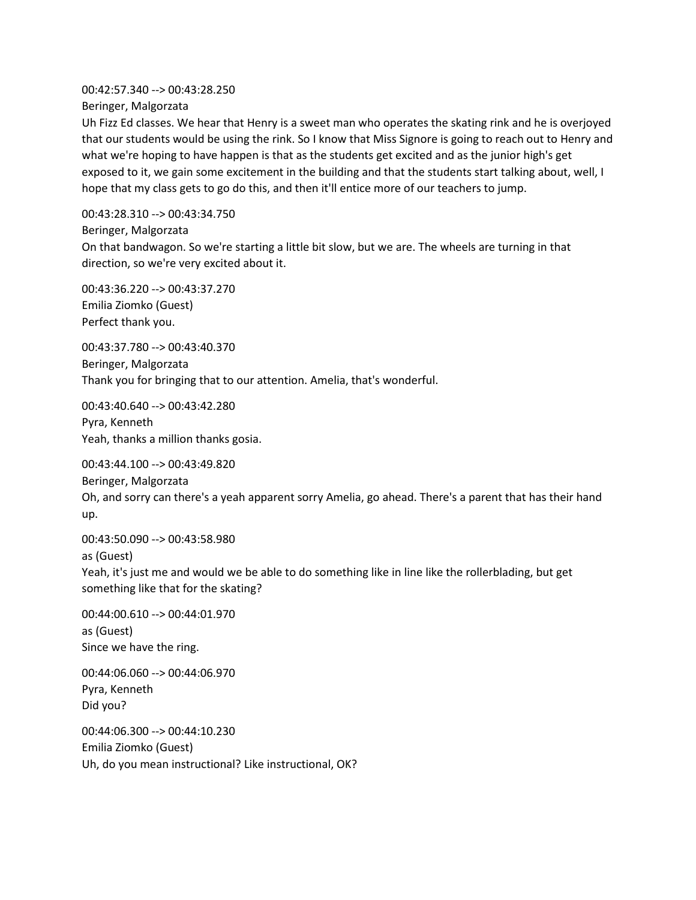00:42:57.340 --> 00:43:28.250
Beringer, Malgorzata
Uh Fizz Ed classes. We hear that Henry is a sweet man who operates the skating rink and he is overjoyed that our students would be using the rink. So I know that Miss Signore is going to reach out to Henry and what we're hoping to have happen is that as the students get excited and as the junior high's get exposed to it, we gain some excitement in the building and that the students start talking about, well, I hope that my class gets to go do this, and then it'll entice more of our teachers to jump.

00:43:28.310 --> 00:43:34.750
Beringer, Malgorzata
On that bandwagon. So we're starting a little bit slow, but we are. The wheels are turning in that direction, so we're very excited about it.

00:43:36.220 --> 00:43:37.270
Emilia Ziomko (Guest)
Perfect thank you.

00:43:37.780 --> 00:43:40.370
Beringer, Malgorzata
Thank you for bringing that to our attention. Amelia, that's wonderful.

00:43:40.640 --> 00:43:42.280
Pyra, Kenneth
Yeah, thanks a million thanks gosia.

00:43:44.100 --> 00:43:49.820
Beringer, Malgorzata
Oh, and sorry can there's a yeah apparent sorry Amelia, go ahead. There's a parent that has their hand up.

00:43:50.090 --> 00:43:58.980
as (Guest)
Yeah, it's just me and would we be able to do something like in line like the rollerblading, but get something like that for the skating?

00:44:00.610 --> 00:44:01.970
as (Guest)
Since we have the ring.

00:44:06.060 --> 00:44:06.970
Pyra, Kenneth
Did you?

00:44:06.300 --> 00:44:10.230
Emilia Ziomko (Guest)
Uh, do you mean instructional? Like instructional, OK?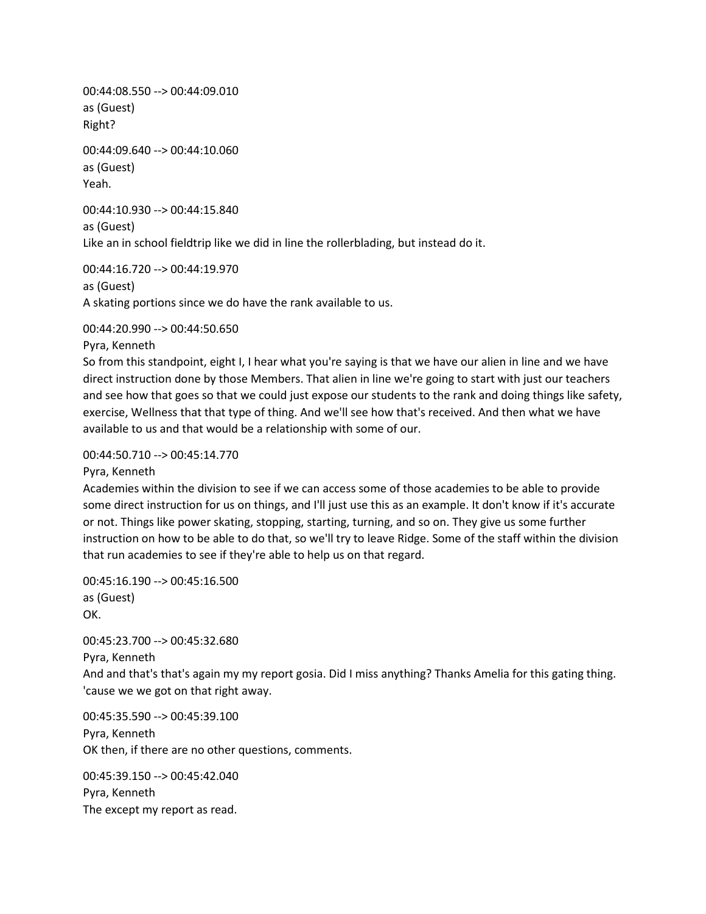00:44:08.550 --> 00:44:09.010
as (Guest)
Right?

00:44:09.640 --> 00:44:10.060
as (Guest)
Yeah.

00:44:10.930 --> 00:44:15.840
as (Guest)
Like an in school fieldtrip like we did in line the rollerblading, but instead do it.

00:44:16.720 --> 00:44:19.970
as (Guest)
A skating portions since we do have the rank available to us.

00:44:20.990 --> 00:44:50.650
Pyra, Kenneth
So from this standpoint, eight I, I hear what you're saying is that we have our alien in line and we have direct instruction done by those Members. That alien in line we're going to start with just our teachers and see how that goes so that we could just expose our students to the rank and doing things like safety, exercise, Wellness that that type of thing. And we'll see how that's received. And then what we have available to us and that would be a relationship with some of our.

00:44:50.710 --> 00:45:14.770
Pyra, Kenneth
Academies within the division to see if we can access some of those academies to be able to provide some direct instruction for us on things, and I'll just use this as an example. It don't know if it's accurate or not. Things like power skating, stopping, starting, turning, and so on. They give us some further instruction on how to be able to do that, so we'll try to leave Ridge. Some of the staff within the division that run academies to see if they're able to help us on that regard.

00:45:16.190 --> 00:45:16.500
as (Guest)
OK.

00:45:23.700 --> 00:45:32.680
Pyra, Kenneth
And and that's that's again my my report gosia. Did I miss anything? Thanks Amelia for this gating thing. 'cause we we got on that right away.

00:45:35.590 --> 00:45:39.100
Pyra, Kenneth
OK then, if there are no other questions, comments.

00:45:39.150 --> 00:45:42.040
Pyra, Kenneth
The except my report as read.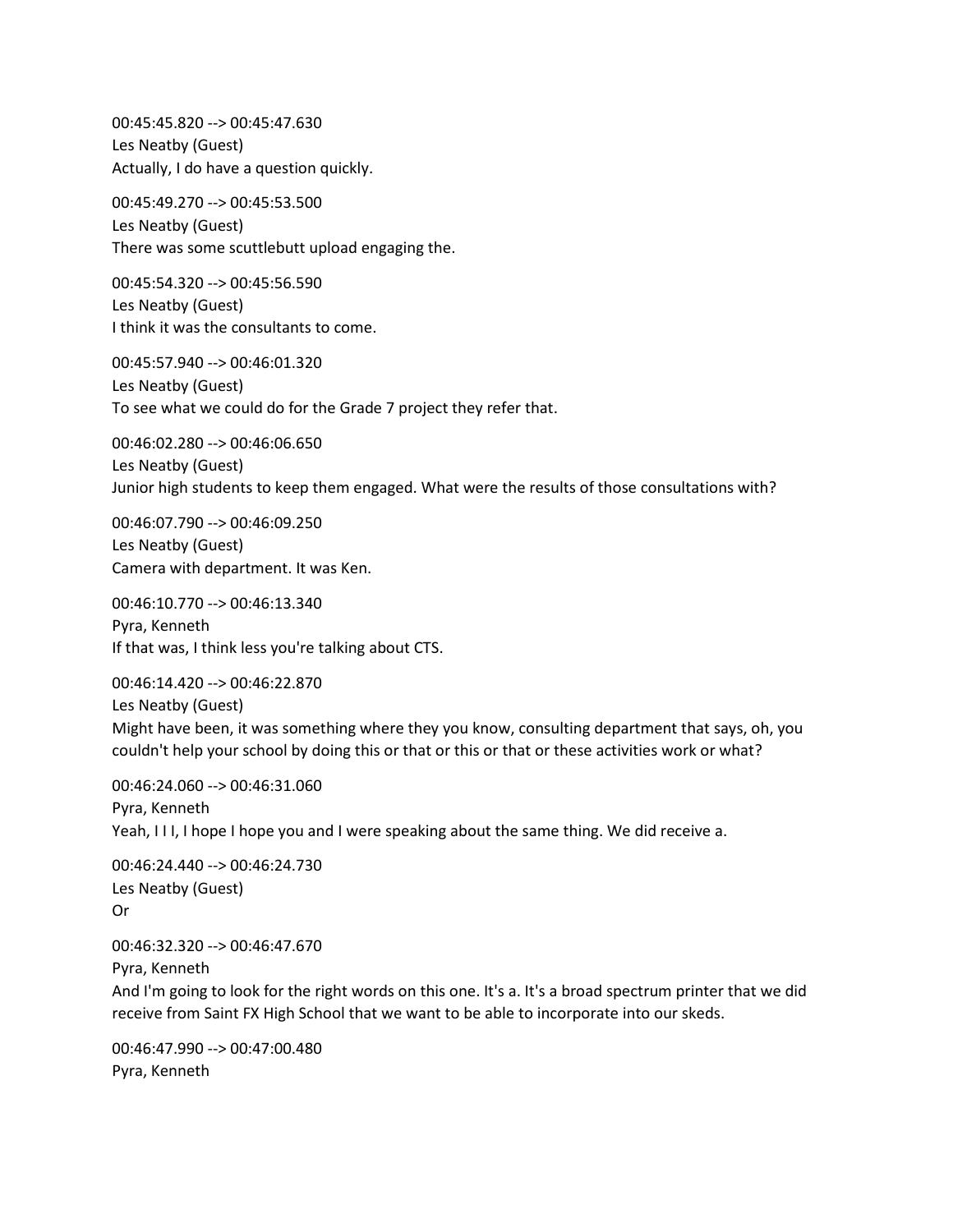00:45:45.820 --> 00:45:47.630
Les Neatby (Guest)
Actually, I do have a question quickly.

00:45:49.270 --> 00:45:53.500
Les Neatby (Guest)
There was some scuttlebutt upload engaging the.

00:45:54.320 --> 00:45:56.590
Les Neatby (Guest)
I think it was the consultants to come.

00:45:57.940 --> 00:46:01.320
Les Neatby (Guest)
To see what we could do for the Grade 7 project they refer that.

00:46:02.280 --> 00:46:06.650
Les Neatby (Guest)
Junior high students to keep them engaged. What were the results of those consultations with?

00:46:07.790 --> 00:46:09.250
Les Neatby (Guest)
Camera with department. It was Ken.

00:46:10.770 --> 00:46:13.340
Pyra, Kenneth
If that was, I think less you're talking about CTS.

00:46:14.420 --> 00:46:22.870
Les Neatby (Guest)
Might have been, it was something where they you know, consulting department that says, oh, you couldn't help your school by doing this or that or this or that or these activities work or what?

00:46:24.060 --> 00:46:31.060
Pyra, Kenneth
Yeah, I I I, I hope I hope you and I were speaking about the same thing. We did receive a.

00:46:24.440 --> 00:46:24.730
Les Neatby (Guest)
Or

00:46:32.320 --> 00:46:47.670
Pyra, Kenneth
And I'm going to look for the right words on this one. It's a. It's a broad spectrum printer that we did receive from Saint FX High School that we want to be able to incorporate into our skeds.

00:46:47.990 --> 00:47:00.480
Pyra, Kenneth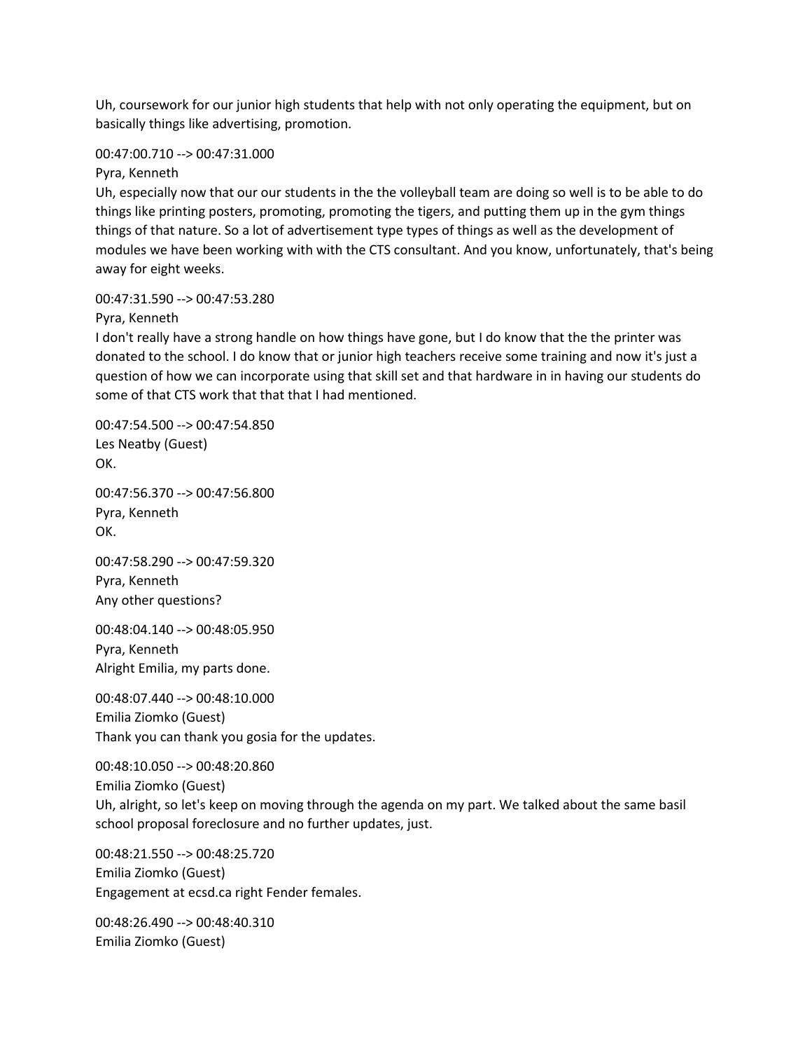Uh, coursework for our junior high students that help with not only operating the equipment, but on basically things like advertising, promotion.

00:47:00.710 --> 00:47:31.000
Pyra, Kenneth
Uh, especially now that our our students in the the volleyball team are doing so well is to be able to do things like printing posters, promoting, promoting the tigers, and putting them up in the gym things things of that nature. So a lot of advertisement type types of things as well as the development of modules we have been working with with the CTS consultant. And you know, unfortunately, that's being away for eight weeks.

00:47:31.590 --> 00:47:53.280
Pyra, Kenneth
I don't really have a strong handle on how things have gone, but I do know that the the printer was donated to the school. I do know that or junior high teachers receive some training and now it's just a question of how we can incorporate using that skill set and that hardware in in having our students do some of that CTS work that that that I had mentioned.

00:47:54.500 --> 00:47:54.850
Les Neatby (Guest)
OK.

00:47:56.370 --> 00:47:56.800
Pyra, Kenneth
OK.

00:47:58.290 --> 00:47:59.320
Pyra, Kenneth
Any other questions?

00:48:04.140 --> 00:48:05.950
Pyra, Kenneth
Alright Emilia, my parts done.

00:48:07.440 --> 00:48:10.000
Emilia Ziomko (Guest)
Thank you can thank you gosia for the updates.

00:48:10.050 --> 00:48:20.860
Emilia Ziomko (Guest)
Uh, alright, so let's keep on moving through the agenda on my part. We talked about the same basil school proposal foreclosure and no further updates, just.

00:48:21.550 --> 00:48:25.720
Emilia Ziomko (Guest)
Engagement at ecsd.ca right Fender females.

00:48:26.490 --> 00:48:40.310
Emilia Ziomko (Guest)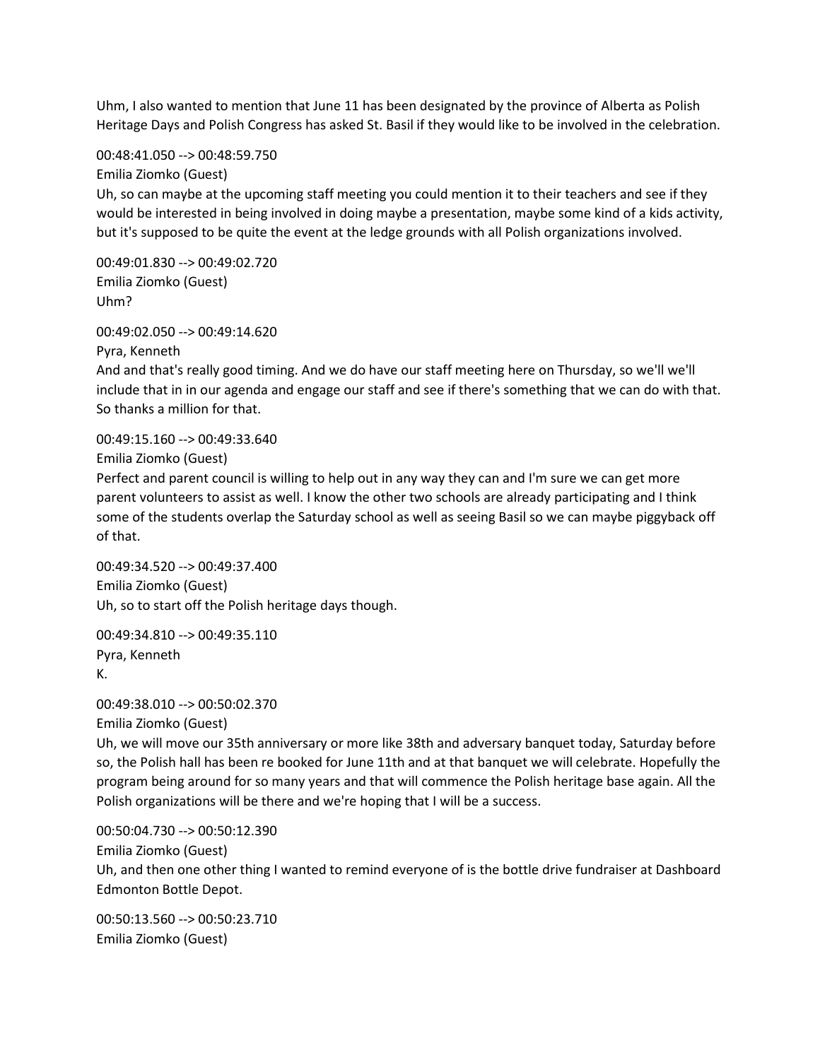Uhm, I also wanted to mention that June 11 has been designated by the province of Alberta as Polish Heritage Days and Polish Congress has asked St. Basil if they would like to be involved in the celebration.

00:48:41.050 --> 00:48:59.750
Emilia Ziomko (Guest)
Uh, so can maybe at the upcoming staff meeting you could mention it to their teachers and see if they would be interested in being involved in doing maybe a presentation, maybe some kind of a kids activity, but it's supposed to be quite the event at the ledge grounds with all Polish organizations involved.

00:49:01.830 --> 00:49:02.720
Emilia Ziomko (Guest)
Uhm?

00:49:02.050 --> 00:49:14.620
Pyra, Kenneth
And and that's really good timing. And we do have our staff meeting here on Thursday, so we'll we'll include that in in our agenda and engage our staff and see if there's something that we can do with that. So thanks a million for that.

00:49:15.160 --> 00:49:33.640
Emilia Ziomko (Guest)
Perfect and parent council is willing to help out in any way they can and I'm sure we can get more parent volunteers to assist as well. I know the other two schools are already participating and I think some of the students overlap the Saturday school as well as seeing Basil so we can maybe piggyback off of that.

00:49:34.520 --> 00:49:37.400
Emilia Ziomko (Guest)
Uh, so to start off the Polish heritage days though.

00:49:34.810 --> 00:49:35.110
Pyra, Kenneth
K.

00:49:38.010 --> 00:50:02.370
Emilia Ziomko (Guest)
Uh, we will move our 35th anniversary or more like 38th and adversary banquet today, Saturday before so, the Polish hall has been re booked for June 11th and at that banquet we will celebrate. Hopefully the program being around for so many years and that will commence the Polish heritage base again. All the Polish organizations will be there and we're hoping that I will be a success.

00:50:04.730 --> 00:50:12.390
Emilia Ziomko (Guest)
Uh, and then one other thing I wanted to remind everyone of is the bottle drive fundraiser at Dashboard Edmonton Bottle Depot.

00:50:13.560 --> 00:50:23.710
Emilia Ziomko (Guest)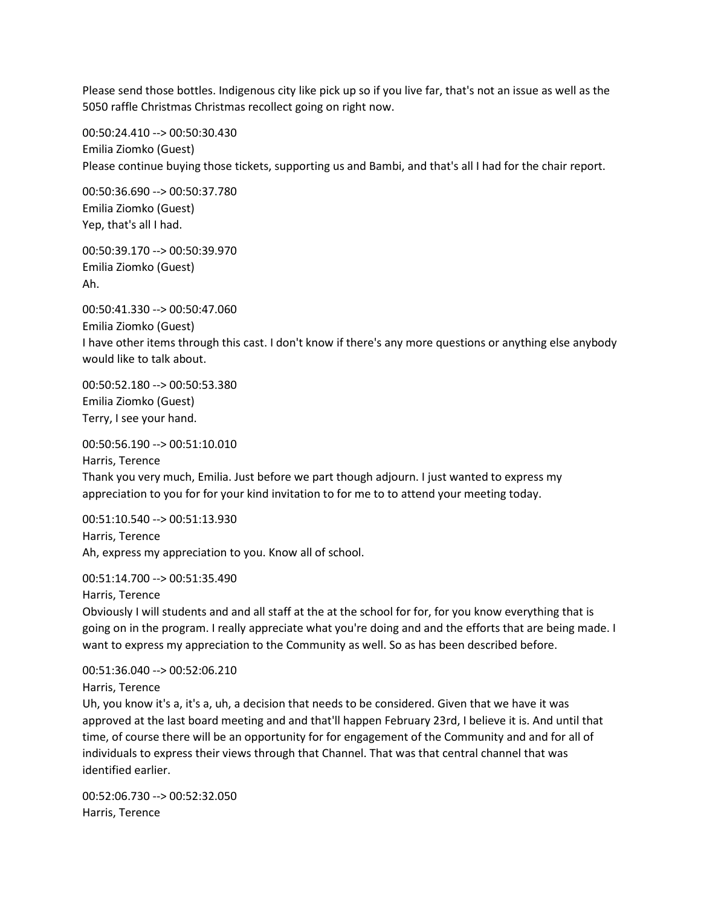Please send those bottles. Indigenous city like pick up so if you live far, that's not an issue as well as the 5050 raffle Christmas Christmas recollect going on right now.

00:50:24.410 --> 00:50:30.430
Emilia Ziomko (Guest)
Please continue buying those tickets, supporting us and Bambi, and that's all I had for the chair report.

00:50:36.690 --> 00:50:37.780
Emilia Ziomko (Guest)
Yep, that's all I had.

00:50:39.170 --> 00:50:39.970
Emilia Ziomko (Guest)
Ah.

00:50:41.330 --> 00:50:47.060
Emilia Ziomko (Guest)
I have other items through this cast. I don't know if there's any more questions or anything else anybody would like to talk about.

00:50:52.180 --> 00:50:53.380
Emilia Ziomko (Guest)
Terry, I see your hand.

00:50:56.190 --> 00:51:10.010
Harris, Terence
Thank you very much, Emilia. Just before we part though adjourn. I just wanted to express my appreciation to you for for your kind invitation to for me to to attend your meeting today.

00:51:10.540 --> 00:51:13.930
Harris, Terence
Ah, express my appreciation to you. Know all of school.

00:51:14.700 --> 00:51:35.490
Harris, Terence
Obviously I will students and and all staff at the at the school for for, for you know everything that is going on in the program. I really appreciate what you're doing and and the efforts that are being made. I want to express my appreciation to the Community as well. So as has been described before.

00:51:36.040 --> 00:52:06.210
Harris, Terence
Uh, you know it's a, it's a, uh, a decision that needs to be considered. Given that we have it was approved at the last board meeting and and that'll happen February 23rd, I believe it is. And until that time, of course there will be an opportunity for for engagement of the Community and and for all of individuals to express their views through that Channel. That was that central channel that was identified earlier.

00:52:06.730 --> 00:52:32.050
Harris, Terence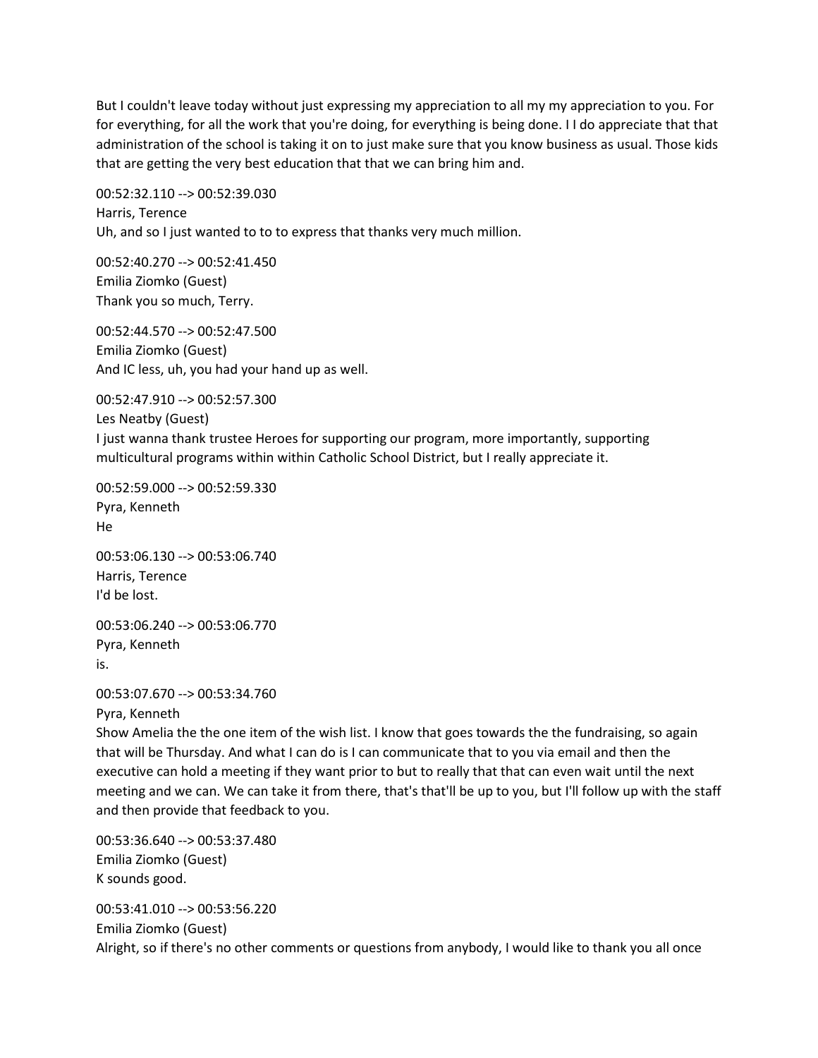But I couldn't leave today without just expressing my appreciation to all my my appreciation to you. For for everything, for all the work that you're doing, for everything is being done. I I do appreciate that that administration of the school is taking it on to just make sure that you know business as usual. Those kids that are getting the very best education that that we can bring him and.

00:52:32.110 --> 00:52:39.030
Harris, Terence
Uh, and so I just wanted to to to express that thanks very much million.

00:52:40.270 --> 00:52:41.450
Emilia Ziomko (Guest)
Thank you so much, Terry.

00:52:44.570 --> 00:52:47.500
Emilia Ziomko (Guest)
And IC less, uh, you had your hand up as well.

00:52:47.910 --> 00:52:57.300
Les Neatby (Guest)
I just wanna thank trustee Heroes for supporting our program, more importantly, supporting multicultural programs within within Catholic School District, but I really appreciate it.

00:52:59.000 --> 00:52:59.330
Pyra, Kenneth
He

00:53:06.130 --> 00:53:06.740
Harris, Terence
I'd be lost.

00:53:06.240 --> 00:53:06.770
Pyra, Kenneth
is.

00:53:07.670 --> 00:53:34.760
Pyra, Kenneth
Show Amelia the the one item of the wish list. I know that goes towards the the fundraising, so again that will be Thursday. And what I can do is I can communicate that to you via email and then the executive can hold a meeting if they want prior to but to really that that can even wait until the next meeting and we can. We can take it from there, that's that'll be up to you, but I'll follow up with the staff and then provide that feedback to you.

00:53:36.640 --> 00:53:37.480
Emilia Ziomko (Guest)
K sounds good.

00:53:41.010 --> 00:53:56.220
Emilia Ziomko (Guest)
Alright, so if there's no other comments or questions from anybody, I would like to thank you all once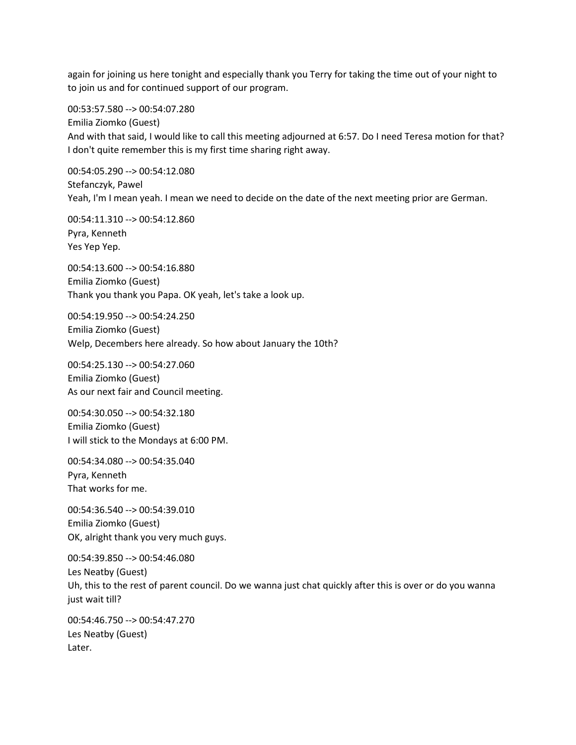again for joining us here tonight and especially thank you Terry for taking the time out of your night to to join us and for continued support of our program.

00:53:57.580 --> 00:54:07.280
Emilia Ziomko (Guest)
And with that said, I would like to call this meeting adjourned at 6:57. Do I need Teresa motion for that? I don't quite remember this is my first time sharing right away.

00:54:05.290 --> 00:54:12.080
Stefanczyk, Pawel
Yeah, I'm I mean yeah. I mean we need to decide on the date of the next meeting prior are German.

00:54:11.310 --> 00:54:12.860
Pyra, Kenneth
Yes Yep Yep.

00:54:13.600 --> 00:54:16.880
Emilia Ziomko (Guest)
Thank you thank you Papa. OK yeah, let's take a look up.

00:54:19.950 --> 00:54:24.250
Emilia Ziomko (Guest)
Welp, Decembers here already. So how about January the 10th?

00:54:25.130 --> 00:54:27.060
Emilia Ziomko (Guest)
As our next fair and Council meeting.

00:54:30.050 --> 00:54:32.180
Emilia Ziomko (Guest)
I will stick to the Mondays at 6:00 PM.

00:54:34.080 --> 00:54:35.040
Pyra, Kenneth
That works for me.

00:54:36.540 --> 00:54:39.010
Emilia Ziomko (Guest)
OK, alright thank you very much guys.

00:54:39.850 --> 00:54:46.080
Les Neatby (Guest)
Uh, this to the rest of parent council. Do we wanna just chat quickly after this is over or do you wanna just wait till?

00:54:46.750 --> 00:54:47.270
Les Neatby (Guest)
Later.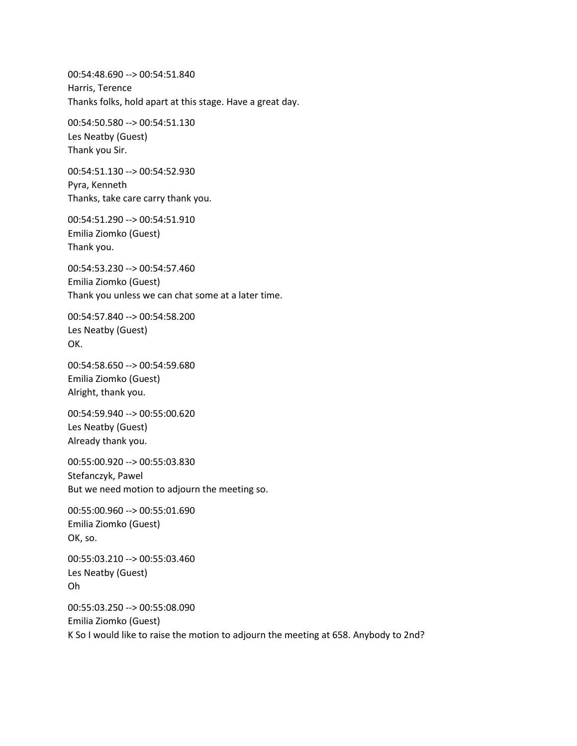00:54:48.690 --> 00:54:51.840
Harris, Terence
Thanks folks, hold apart at this stage. Have a great day.

00:54:50.580 --> 00:54:51.130
Les Neatby (Guest)
Thank you Sir.

00:54:51.130 --> 00:54:52.930
Pyra, Kenneth
Thanks, take care carry thank you.

00:54:51.290 --> 00:54:51.910
Emilia Ziomko (Guest)
Thank you.

00:54:53.230 --> 00:54:57.460
Emilia Ziomko (Guest)
Thank you unless we can chat some at a later time.

00:54:57.840 --> 00:54:58.200
Les Neatby (Guest)
OK.

00:54:58.650 --> 00:54:59.680
Emilia Ziomko (Guest)
Alright, thank you.

00:54:59.940 --> 00:55:00.620
Les Neatby (Guest)
Already thank you.

00:55:00.920 --> 00:55:03.830
Stefanczyk, Pawel
But we need motion to adjourn the meeting so.

00:55:00.960 --> 00:55:01.690
Emilia Ziomko (Guest)
OK, so.

00:55:03.210 --> 00:55:03.460
Les Neatby (Guest)
Oh

00:55:03.250 --> 00:55:08.090
Emilia Ziomko (Guest)
K So I would like to raise the motion to adjourn the meeting at 658. Anybody to 2nd?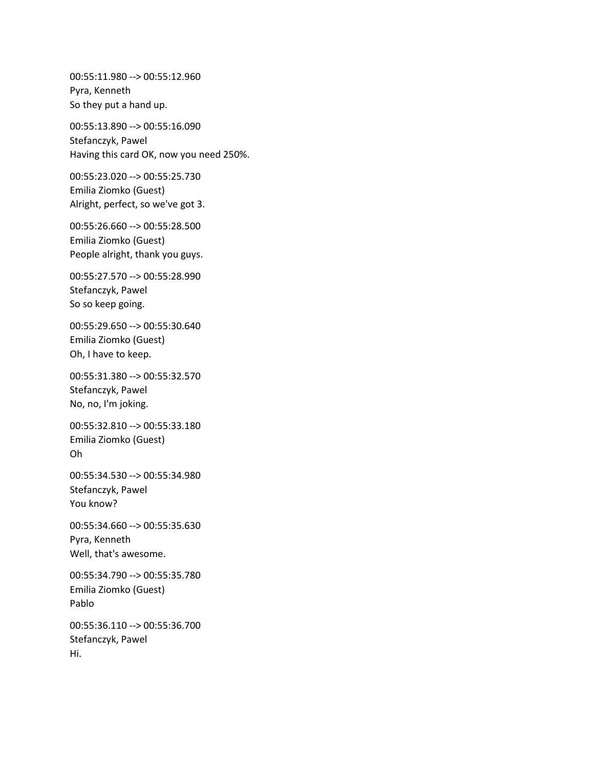00:55:11.980 --> 00:55:12.960
Pyra, Kenneth
So they put a hand up.

00:55:13.890 --> 00:55:16.090
Stefanczyk, Pawel
Having this card OK, now you need 250%.

00:55:23.020 --> 00:55:25.730
Emilia Ziomko (Guest)
Alright, perfect, so we've got 3.

00:55:26.660 --> 00:55:28.500
Emilia Ziomko (Guest)
People alright, thank you guys.

00:55:27.570 --> 00:55:28.990
Stefanczyk, Pawel
So so keep going.

00:55:29.650 --> 00:55:30.640
Emilia Ziomko (Guest)
Oh, I have to keep.

00:55:31.380 --> 00:55:32.570
Stefanczyk, Pawel
No, no, I'm joking.

00:55:32.810 --> 00:55:33.180
Emilia Ziomko (Guest)
Oh

00:55:34.530 --> 00:55:34.980
Stefanczyk, Pawel
You know?

00:55:34.660 --> 00:55:35.630
Pyra, Kenneth
Well, that's awesome.

00:55:34.790 --> 00:55:35.780
Emilia Ziomko (Guest)
Pablo

00:55:36.110 --> 00:55:36.700
Stefanczyk, Pawel
Hi.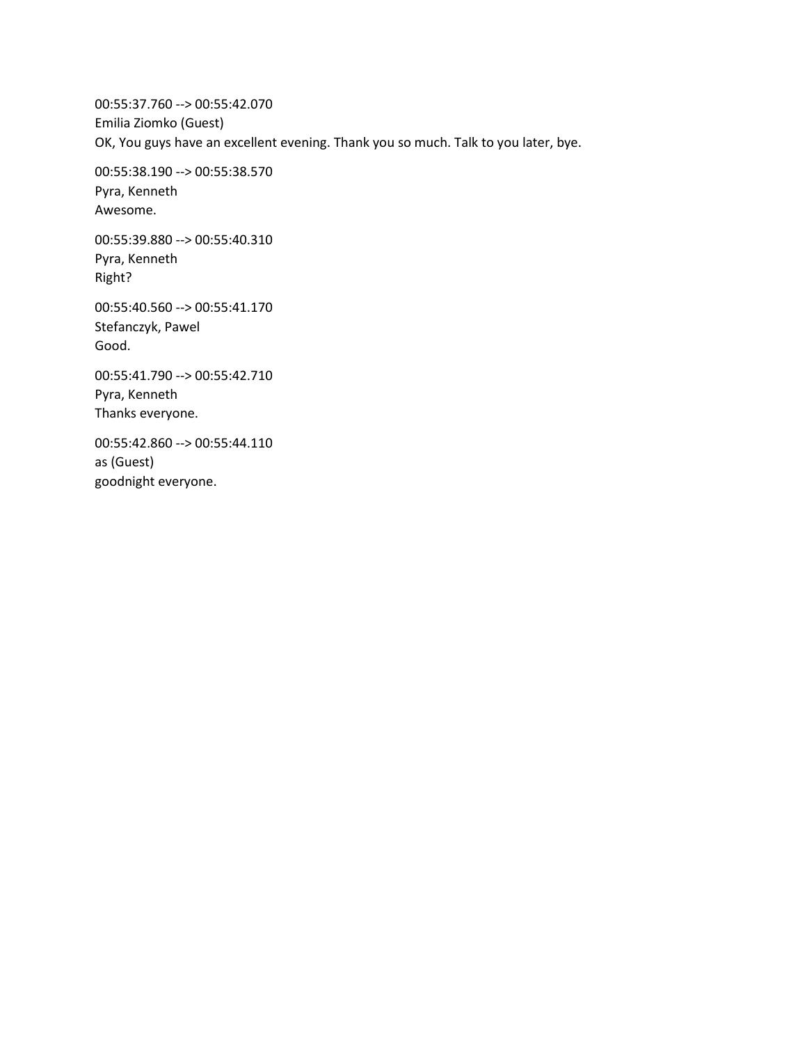00:55:37.760 --> 00:55:42.070
Emilia Ziomko (Guest)
OK, You guys have an excellent evening. Thank you so much. Talk to you later, bye.

00:55:38.190 --> 00:55:38.570
Pyra, Kenneth
Awesome.

00:55:39.880 --> 00:55:40.310
Pyra, Kenneth
Right?

00:55:40.560 --> 00:55:41.170
Stefanczyk, Pawel
Good.

00:55:41.790 --> 00:55:42.710
Pyra, Kenneth
Thanks everyone.

00:55:42.860 --> 00:55:44.110
as (Guest)
goodnight everyone.